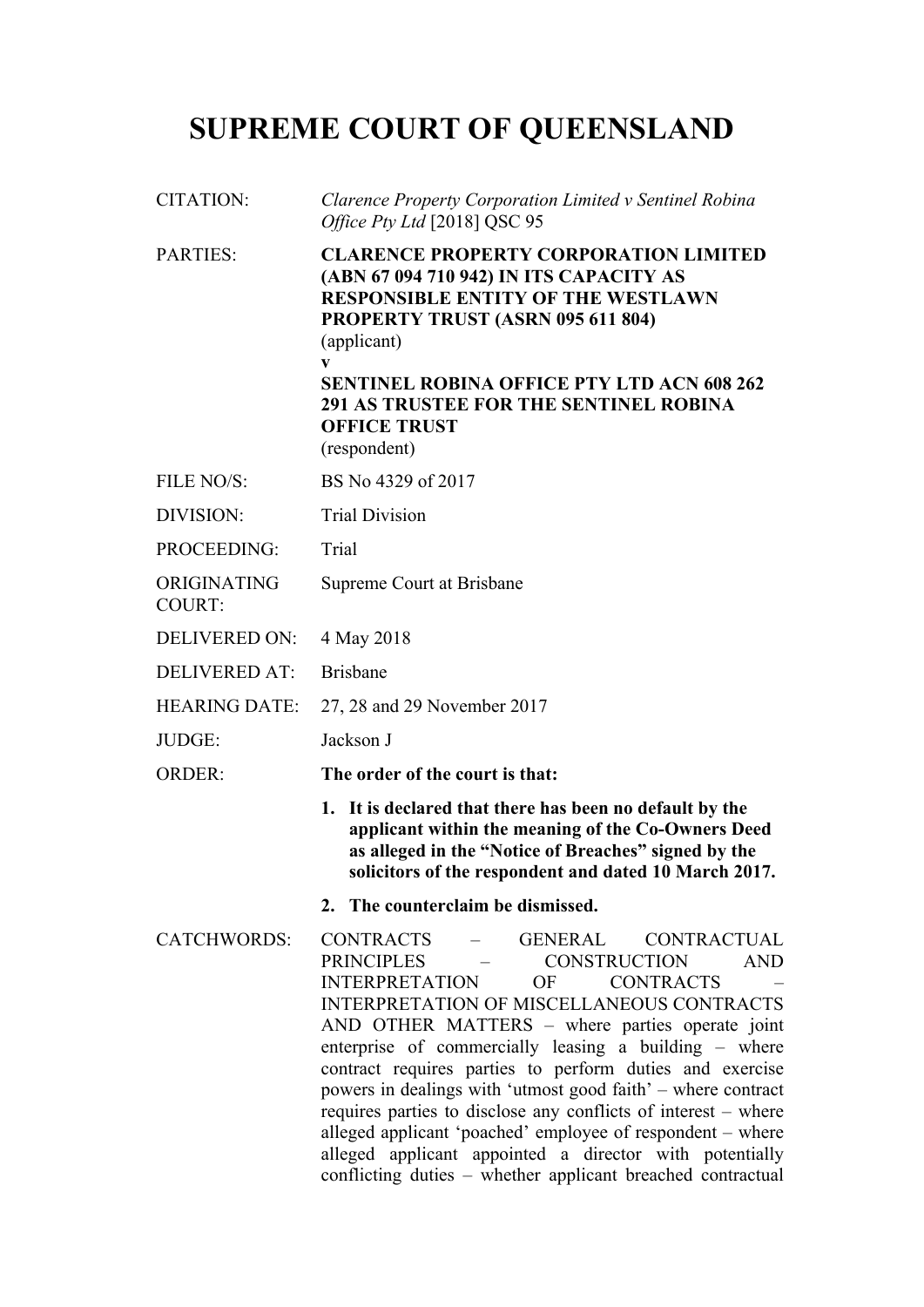# SUPREME COURT OF QUEENSLAND

| | |
|---|---|
| CITATION: | *Clarence Property Corporation Limited v Sentinel Robina Office Pty Ltd* [2018] QSC 95 |
| PARTIES: | **CLARENCE PROPERTY CORPORATION LIMITED (ABN 67 094 710 942) IN ITS CAPACITY AS RESPONSIBLE ENTITY OF THE WESTLAWN PROPERTY TRUST (ASRN 095 611 804)**<br>(applicant)<br>**v**<br>**SENTINEL ROBINA OFFICE PTY LTD ACN 608 262 291 AS TRUSTEE FOR THE SENTINEL ROBINA OFFICE TRUST**<br>(respondent) |
| FILE NO/S: | BS No 4329 of 2017 |
| DIVISION: | Trial Division |
| PROCEEDING: | Trial |
| ORIGINATING COURT: | Supreme Court at Brisbane |
| DELIVERED ON: | 4 May 2018 |
| DELIVERED AT: | Brisbane |
| HEARING DATE: | 27, 28 and 29 November 2017 |
| JUDGE: | Jackson J |
| ORDER: | **The order of the court is that:**<br>**1. It is declared that there has been no default by the applicant within the meaning of the Co-Owners Deed as alleged in the "Notice of Breaches" signed by the solicitors of the respondent and dated 10 March 2017.**<br>**2. The counterclaim be dismissed.** |
| CATCHWORDS: | CONTRACTS – GENERAL CONTRACTUAL PRINCIPLES – CONSTRUCTION AND INTERPRETATION OF CONTRACTS – INTERPRETATION OF MISCELLANEOUS CONTRACTS AND OTHER MATTERS – where parties operate joint enterprise of commercially leasing a building – where contract requires parties to perform duties and exercise powers in dealings with 'utmost good faith' – where contract requires parties to disclose any conflicts of interest – where alleged applicant 'poached' employee of respondent – where alleged applicant appointed a director with potentially conflicting duties – whether applicant breached contractual |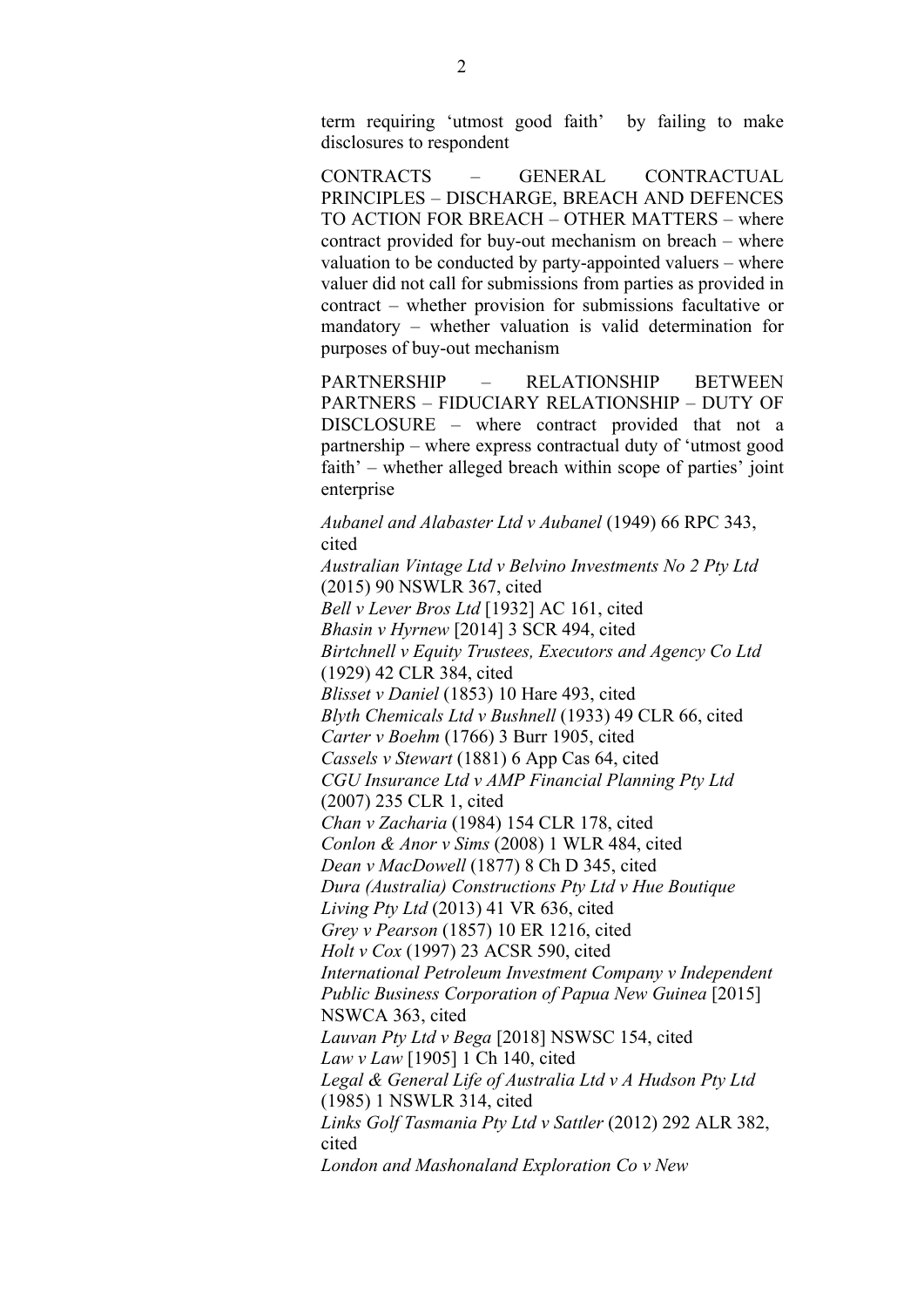term requiring 'utmost good faith' by failing to make disclosures to respondent

CONTRACTS – GENERAL CONTRACTUAL PRINCIPLES – DISCHARGE, BREACH AND DEFENCES TO ACTION FOR BREACH – OTHER MATTERS – where contract provided for buy-out mechanism on breach – where valuation to be conducted by party-appointed valuers – where valuer did not call for submissions from parties as provided in contract – whether provision for submissions facultative or mandatory – whether valuation is valid determination for purposes of buy-out mechanism

PARTNERSHIP – RELATIONSHIP BETWEEN PARTNERS – FIDUCIARY RELATIONSHIP – DUTY OF DISCLOSURE – where contract provided that not a partnership – where express contractual duty of 'utmost good faith' – whether alleged breach within scope of parties' joint enterprise

*Aubanel and Alabaster Ltd v Aubanel* (1949) 66 RPC 343, cited
*Australian Vintage Ltd v Belvino Investments No 2 Pty Ltd* (2015) 90 NSWLR 367, cited
*Bell v Lever Bros Ltd* [1932] AC 161, cited
*Bhasin v Hyrnew* [2014] 3 SCR 494, cited
*Birtchnell v Equity Trustees, Executors and Agency Co Ltd* (1929) 42 CLR 384, cited
*Blisset v Daniel* (1853) 10 Hare 493, cited
*Blyth Chemicals Ltd v Bushnell* (1933) 49 CLR 66, cited
*Carter v Boehm* (1766) 3 Burr 1905, cited
*Cassels v Stewart* (1881) 6 App Cas 64, cited
*CGU Insurance Ltd v AMP Financial Planning Pty Ltd* (2007) 235 CLR 1, cited
*Chan v Zacharia* (1984) 154 CLR 178, cited
*Conlon & Anor v Sims* (2008) 1 WLR 484, cited
*Dean v MacDowell* (1877) 8 Ch D 345, cited
*Dura (Australia) Constructions Pty Ltd v Hue Boutique Living Pty Ltd* (2013) 41 VR 636, cited
*Grey v Pearson* (1857) 10 ER 1216, cited
*Holt v Cox* (1997) 23 ACSR 590, cited
*International Petroleum Investment Company v Independent Public Business Corporation of Papua New Guinea* [2015] NSWCA 363, cited
*Lauvan Pty Ltd v Bega* [2018] NSWSC 154, cited
*Law v Law* [1905] 1 Ch 140, cited
*Legal & General Life of Australia Ltd v A Hudson Pty Ltd* (1985) 1 NSWLR 314, cited
*Links Golf Tasmania Pty Ltd v Sattler* (2012) 292 ALR 382, cited
*London and Mashonaland Exploration Co v New*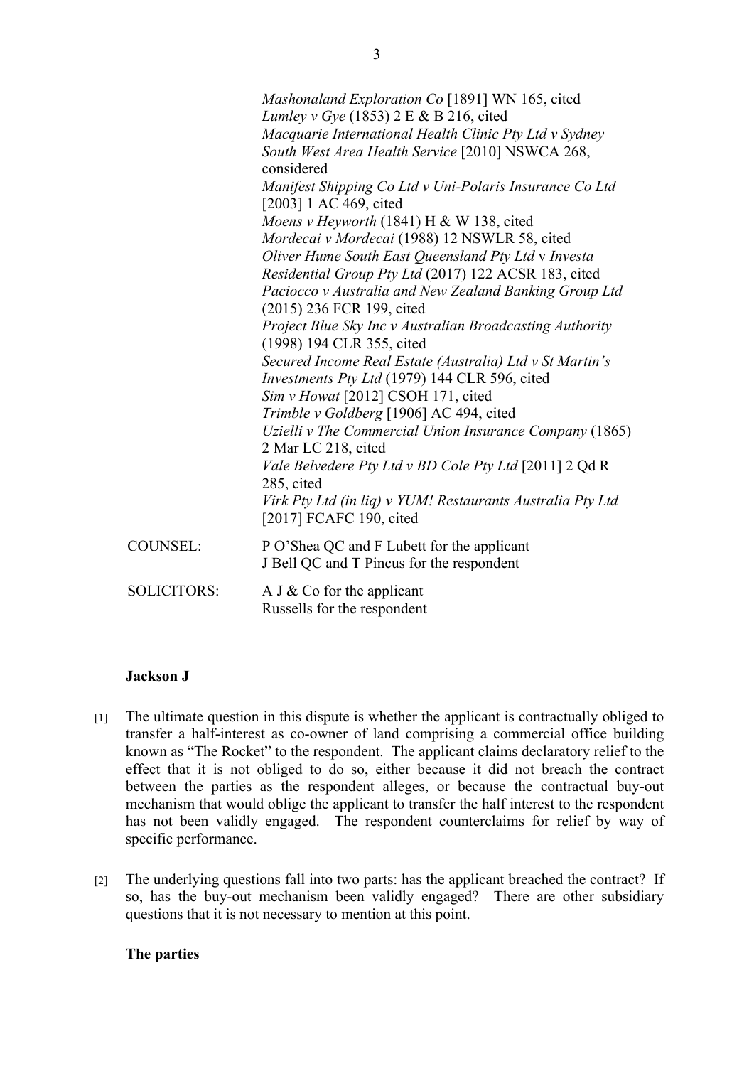*Mashonaland Exploration Co* [1891] WN 165, cited
*Lumley v Gye* (1853) 2 E & B 216, cited
*Macquarie International Health Clinic Pty Ltd v Sydney South West Area Health Service* [2010] NSWCA 268, considered
*Manifest Shipping Co Ltd v Uni-Polaris Insurance Co Ltd* [2003] 1 AC 469, cited
*Moens v Heyworth* (1841) H & W 138, cited
*Mordecai v Mordecai* (1988) 12 NSWLR 58, cited
*Oliver Hume South East Queensland Pty Ltd* v *Investa Residential Group Pty Ltd* (2017) 122 ACSR 183, cited
*Paciocco v Australia and New Zealand Banking Group Ltd* (2015) 236 FCR 199, cited
*Project Blue Sky Inc v Australian Broadcasting Authority* (1998) 194 CLR 355, cited
*Secured Income Real Estate (Australia) Ltd v St Martin's Investments Pty Ltd* (1979) 144 CLR 596, cited
*Sim v Howat* [2012] CSOH 171, cited
*Trimble v Goldberg* [1906] AC 494, cited
*Uzielli v The Commercial Union Insurance Company* (1865) 2 Mar LC 218, cited
*Vale Belvedere Pty Ltd v BD Cole Pty Ltd* [2011] 2 Qd R 285, cited
*Virk Pty Ltd (in liq) v YUM! Restaurants Australia Pty Ltd* [2017] FCAFC 190, cited

| | |
|---|---|
| COUNSEL: | P O'Shea QC and F Lubett for the applicant<br>J Bell QC and T Pincus for the respondent |
| SOLICITORS: | A J & Co for the applicant<br>Russells for the respondent |

**Jackson J**

[1] The ultimate question in this dispute is whether the applicant is contractually obliged to transfer a half-interest as co-owner of land comprising a commercial office building known as "The Rocket" to the respondent. The applicant claims declaratory relief to the effect that it is not obliged to do so, either because it did not breach the contract between the parties as the respondent alleges, or because the contractual buy-out mechanism that would oblige the applicant to transfer the half interest to the respondent has not been validly engaged. The respondent counterclaims for relief by way of specific performance.

[2] The underlying questions fall into two parts: has the applicant breached the contract? If so, has the buy-out mechanism been validly engaged? There are other subsidiary questions that it is not necessary to mention at this point.

**The parties**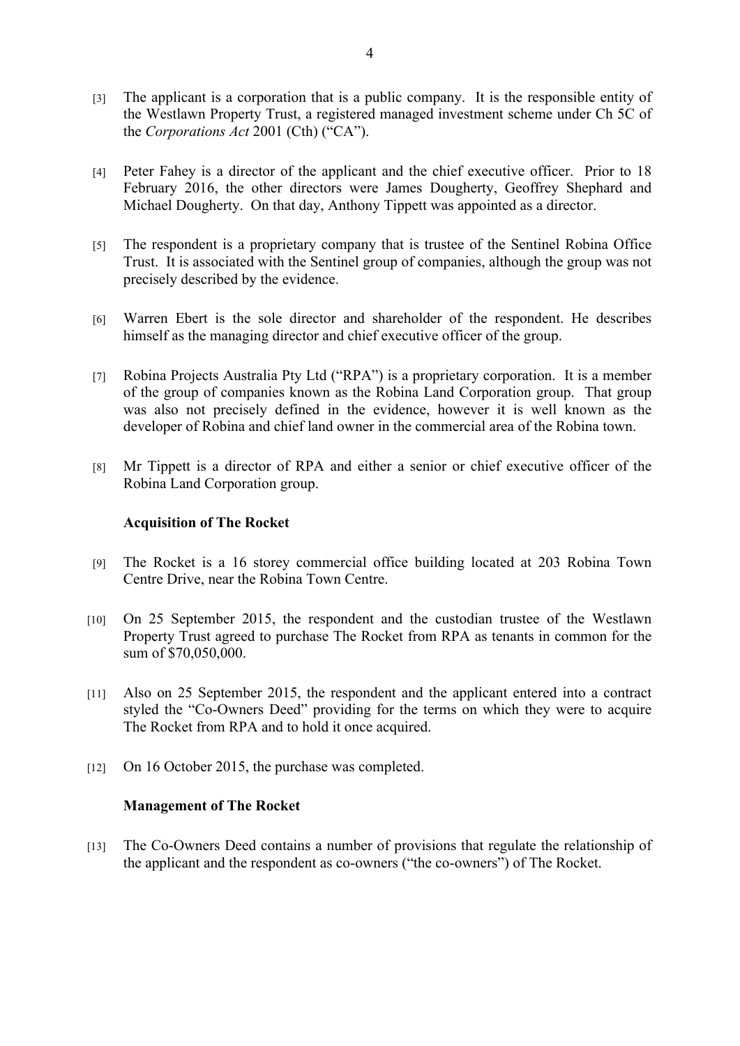[3] The applicant is a corporation that is a public company. It is the responsible entity of the Westlawn Property Trust, a registered managed investment scheme under Ch 5C of the *Corporations Act* 2001 (Cth) ("CA").

[4] Peter Fahey is a director of the applicant and the chief executive officer. Prior to 18 February 2016, the other directors were James Dougherty, Geoffrey Shephard and Michael Dougherty. On that day, Anthony Tippett was appointed as a director.

[5] The respondent is a proprietary company that is trustee of the Sentinel Robina Office Trust. It is associated with the Sentinel group of companies, although the group was not precisely described by the evidence.

[6] Warren Ebert is the sole director and shareholder of the respondent. He describes himself as the managing director and chief executive officer of the group.

[7] Robina Projects Australia Pty Ltd ("RPA") is a proprietary corporation. It is a member of the group of companies known as the Robina Land Corporation group. That group was also not precisely defined in the evidence, however it is well known as the developer of Robina and chief land owner in the commercial area of the Robina town.

[8] Mr Tippett is a director of RPA and either a senior or chief executive officer of the Robina Land Corporation group.

**Acquisition of The Rocket**

[9] The Rocket is a 16 storey commercial office building located at 203 Robina Town Centre Drive, near the Robina Town Centre.

[10] On 25 September 2015, the respondent and the custodian trustee of the Westlawn Property Trust agreed to purchase The Rocket from RPA as tenants in common for the sum of $70,050,000.

[11] Also on 25 September 2015, the respondent and the applicant entered into a contract styled the "Co-Owners Deed" providing for the terms on which they were to acquire The Rocket from RPA and to hold it once acquired.

[12] On 16 October 2015, the purchase was completed.

**Management of The Rocket**

[13] The Co-Owners Deed contains a number of provisions that regulate the relationship of the applicant and the respondent as co-owners ("the co-owners") of The Rocket.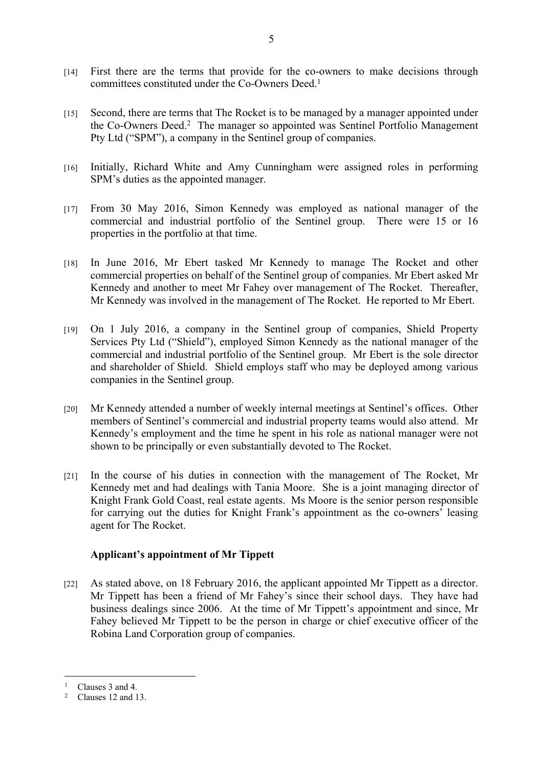[14] First there are the terms that provide for the co-owners to make decisions through committees constituted under the Co-Owners Deed.[1]

[15] Second, there are terms that The Rocket is to be managed by a manager appointed under the Co-Owners Deed.[2] The manager so appointed was Sentinel Portfolio Management Pty Ltd ("SPM"), a company in the Sentinel group of companies.

[16] Initially, Richard White and Amy Cunningham were assigned roles in performing SPM's duties as the appointed manager.

[17] From 30 May 2016, Simon Kennedy was employed as national manager of the commercial and industrial portfolio of the Sentinel group. There were 15 or 16 properties in the portfolio at that time.

[18] In June 2016, Mr Ebert tasked Mr Kennedy to manage The Rocket and other commercial properties on behalf of the Sentinel group of companies. Mr Ebert asked Mr Kennedy and another to meet Mr Fahey over management of The Rocket. Thereafter, Mr Kennedy was involved in the management of The Rocket. He reported to Mr Ebert.

[19] On 1 July 2016, a company in the Sentinel group of companies, Shield Property Services Pty Ltd ("Shield"), employed Simon Kennedy as the national manager of the commercial and industrial portfolio of the Sentinel group. Mr Ebert is the sole director and shareholder of Shield. Shield employs staff who may be deployed among various companies in the Sentinel group.

[20] Mr Kennedy attended a number of weekly internal meetings at Sentinel's offices. Other members of Sentinel's commercial and industrial property teams would also attend. Mr Kennedy's employment and the time he spent in his role as national manager were not shown to be principally or even substantially devoted to The Rocket.

[21] In the course of his duties in connection with the management of The Rocket, Mr Kennedy met and had dealings with Tania Moore. She is a joint managing director of Knight Frank Gold Coast, real estate agents. Ms Moore is the senior person responsible for carrying out the duties for Knight Frank's appointment as the co-owners' leasing agent for The Rocket.

### Applicant's appointment of Mr Tippett

[22] As stated above, on 18 February 2016, the applicant appointed Mr Tippett as a director. Mr Tippett has been a friend of Mr Fahey's since their school days. They have had business dealings since 2006. At the time of Mr Tippett's appointment and since, Mr Fahey believed Mr Tippett to be the person in charge or chief executive officer of the Robina Land Corporation group of companies.

---

[1] Clauses 3 and 4.

[2] Clauses 12 and 13.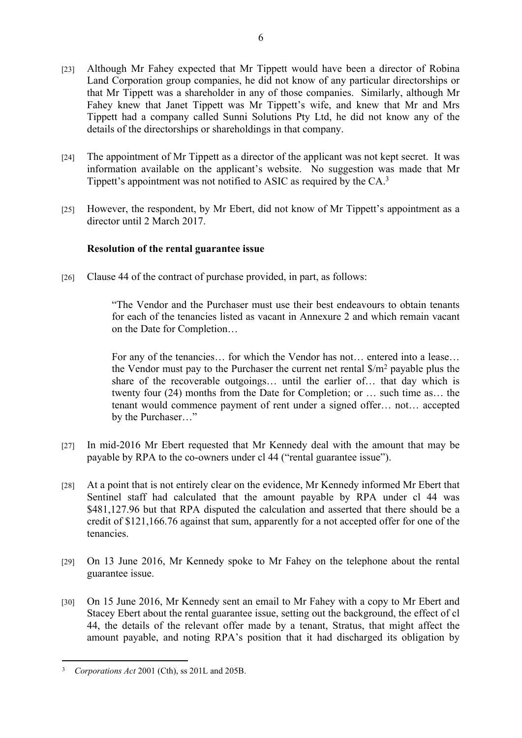[23] Although Mr Fahey expected that Mr Tippett would have been a director of Robina Land Corporation group companies, he did not know of any particular directorships or that Mr Tippett was a shareholder in any of those companies. Similarly, although Mr Fahey knew that Janet Tippett was Mr Tippett's wife, and knew that Mr and Mrs Tippett had a company called Sunni Solutions Pty Ltd, he did not know any of the details of the directorships or shareholdings in that company.

[24] The appointment of Mr Tippett as a director of the applicant was not kept secret. It was information available on the applicant's website. No suggestion was made that Mr Tippett's appointment was not notified to ASIC as required by the CA.[3]

[25] However, the respondent, by Mr Ebert, did not know of Mr Tippett's appointment as a director until 2 March 2017.

**Resolution of the rental guarantee issue**

[26] Clause 44 of the contract of purchase provided, in part, as follows:

> "The Vendor and the Purchaser must use their best endeavours to obtain tenants for each of the tenancies listed as vacant in Annexure 2 and which remain vacant on the Date for Completion…
>
> For any of the tenancies… for which the Vendor has not… entered into a lease… the Vendor must pay to the Purchaser the current net rental $/m$^2$ payable plus the share of the recoverable outgoings… until the earlier of… that day which is twenty four (24) months from the Date for Completion; or … such time as… the tenant would commence payment of rent under a signed offer… not… accepted by the Purchaser…"

[27] In mid-2016 Mr Ebert requested that Mr Kennedy deal with the amount that may be payable by RPA to the co-owners under cl 44 ("rental guarantee issue").

[28] At a point that is not entirely clear on the evidence, Mr Kennedy informed Mr Ebert that Sentinel staff had calculated that the amount payable by RPA under cl 44 was $481,127.96 but that RPA disputed the calculation and asserted that there should be a credit of $121,166.76 against that sum, apparently for a not accepted offer for one of the tenancies.

[29] On 13 June 2016, Mr Kennedy spoke to Mr Fahey on the telephone about the rental guarantee issue.

[30] On 15 June 2016, Mr Kennedy sent an email to Mr Fahey with a copy to Mr Ebert and Stacey Ebert about the rental guarantee issue, setting out the background, the effect of cl 44, the details of the relevant offer made by a tenant, Stratus, that might affect the amount payable, and noting RPA's position that it had discharged its obligation by

---

[3] *Corporations Act* 2001 (Cth), ss 201L and 205B.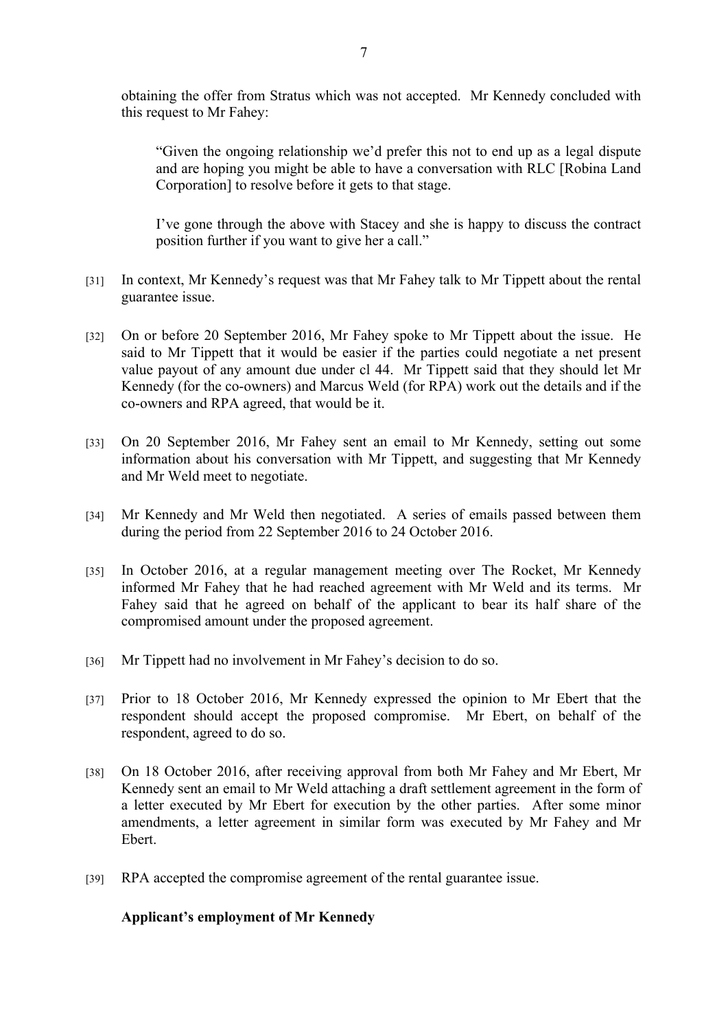obtaining the offer from Stratus which was not accepted. Mr Kennedy concluded with this request to Mr Fahey:

> "Given the ongoing relationship we'd prefer this not to end up as a legal dispute and are hoping you might be able to have a conversation with RLC [Robina Land Corporation] to resolve before it gets to that stage.
>
> I've gone through the above with Stacey and she is happy to discuss the contract position further if you want to give her a call."

[31] In context, Mr Kennedy's request was that Mr Fahey talk to Mr Tippett about the rental guarantee issue.

[32] On or before 20 September 2016, Mr Fahey spoke to Mr Tippett about the issue. He said to Mr Tippett that it would be easier if the parties could negotiate a net present value payout of any amount due under cl 44. Mr Tippett said that they should let Mr Kennedy (for the co-owners) and Marcus Weld (for RPA) work out the details and if the co-owners and RPA agreed, that would be it.

[33] On 20 September 2016, Mr Fahey sent an email to Mr Kennedy, setting out some information about his conversation with Mr Tippett, and suggesting that Mr Kennedy and Mr Weld meet to negotiate.

[34] Mr Kennedy and Mr Weld then negotiated. A series of emails passed between them during the period from 22 September 2016 to 24 October 2016.

[35] In October 2016, at a regular management meeting over The Rocket, Mr Kennedy informed Mr Fahey that he had reached agreement with Mr Weld and its terms. Mr Fahey said that he agreed on behalf of the applicant to bear its half share of the compromised amount under the proposed agreement.

[36] Mr Tippett had no involvement in Mr Fahey's decision to do so.

[37] Prior to 18 October 2016, Mr Kennedy expressed the opinion to Mr Ebert that the respondent should accept the proposed compromise. Mr Ebert, on behalf of the respondent, agreed to do so.

[38] On 18 October 2016, after receiving approval from both Mr Fahey and Mr Ebert, Mr Kennedy sent an email to Mr Weld attaching a draft settlement agreement in the form of a letter executed by Mr Ebert for execution by the other parties. After some minor amendments, a letter agreement in similar form was executed by Mr Fahey and Mr Ebert.

[39] RPA accepted the compromise agreement of the rental guarantee issue.

**Applicant's employment of Mr Kennedy**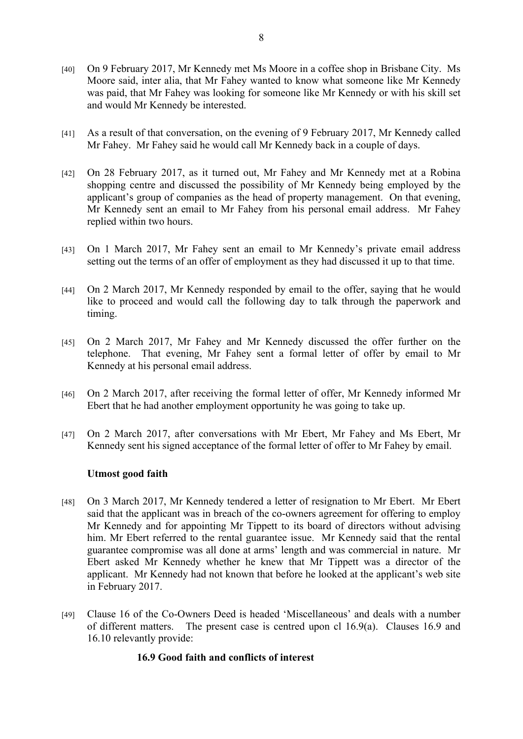[40] On 9 February 2017, Mr Kennedy met Ms Moore in a coffee shop in Brisbane City. Ms Moore said, inter alia, that Mr Fahey wanted to know what someone like Mr Kennedy was paid, that Mr Fahey was looking for someone like Mr Kennedy or with his skill set and would Mr Kennedy be interested.

[41] As a result of that conversation, on the evening of 9 February 2017, Mr Kennedy called Mr Fahey. Mr Fahey said he would call Mr Kennedy back in a couple of days.

[42] On 28 February 2017, as it turned out, Mr Fahey and Mr Kennedy met at a Robina shopping centre and discussed the possibility of Mr Kennedy being employed by the applicant's group of companies as the head of property management. On that evening, Mr Kennedy sent an email to Mr Fahey from his personal email address. Mr Fahey replied within two hours.

[43] On 1 March 2017, Mr Fahey sent an email to Mr Kennedy's private email address setting out the terms of an offer of employment as they had discussed it up to that time.

[44] On 2 March 2017, Mr Kennedy responded by email to the offer, saying that he would like to proceed and would call the following day to talk through the paperwork and timing.

[45] On 2 March 2017, Mr Fahey and Mr Kennedy discussed the offer further on the telephone. That evening, Mr Fahey sent a formal letter of offer by email to Mr Kennedy at his personal email address.

[46] On 2 March 2017, after receiving the formal letter of offer, Mr Kennedy informed Mr Ebert that he had another employment opportunity he was going to take up.

[47] On 2 March 2017, after conversations with Mr Ebert, Mr Fahey and Ms Ebert, Mr Kennedy sent his signed acceptance of the formal letter of offer to Mr Fahey by email.

### Utmost good faith

[48] On 3 March 2017, Mr Kennedy tendered a letter of resignation to Mr Ebert. Mr Ebert said that the applicant was in breach of the co-owners agreement for offering to employ Mr Kennedy and for appointing Mr Tippett to its board of directors without advising him. Mr Ebert referred to the rental guarantee issue. Mr Kennedy said that the rental guarantee compromise was all done at arms' length and was commercial in nature. Mr Ebert asked Mr Kennedy whether he knew that Mr Tippett was a director of the applicant. Mr Kennedy had not known that before he looked at the applicant's web site in February 2017.

[49] Clause 16 of the Co-Owners Deed is headed 'Miscellaneous' and deals with a number of different matters. The present case is centred upon cl 16.9(a). Clauses 16.9 and 16.10 relevantly provide:

**16.9 Good faith and conflicts of interest**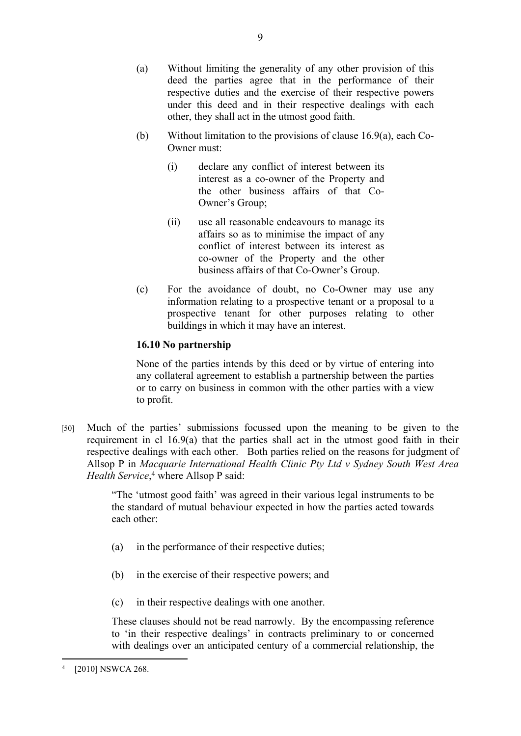(a) Without limiting the generality of any other provision of this deed the parties agree that in the performance of their respective duties and the exercise of their respective powers under this deed and in their respective dealings with each other, they shall act in the utmost good faith.

(b) Without limitation to the provisions of clause 16.9(a), each Co-Owner must:

   (i) declare any conflict of interest between its interest as a co-owner of the Property and the other business affairs of that Co-Owner's Group;

   (ii) use all reasonable endeavours to manage its affairs so as to minimise the impact of any conflict of interest between its interest as co-owner of the Property and the other business affairs of that Co-Owner's Group.

(c) For the avoidance of doubt, no Co-Owner may use any information relating to a prospective tenant or a proposal to a prospective tenant for other purposes relating to other buildings in which it may have an interest.

**16.10 No partnership**

None of the parties intends by this deed or by virtue of entering into any collateral agreement to establish a partnership between the parties or to carry on business in common with the other parties with a view to profit.

[50] Much of the parties' submissions focussed upon the meaning to be given to the requirement in cl 16.9(a) that the parties shall act in the utmost good faith in their respective dealings with each other. Both parties relied on the reasons for judgment of Allsop P in *Macquarie International Health Clinic Pty Ltd v Sydney South West Area Health Service*,[4] where Allsop P said:

> "The 'utmost good faith' was agreed in their various legal instruments to be the standard of mutual behaviour expected in how the parties acted towards each other:
>
> (a) in the performance of their respective duties;
>
> (b) in the exercise of their respective powers; and
>
> (c) in their respective dealings with one another.
>
> These clauses should not be read narrowly. By the encompassing reference to 'in their respective dealings' in contracts preliminary to or concerned with dealings over an anticipated century of a commercial relationship, the

[4] [2010] NSWCA 268.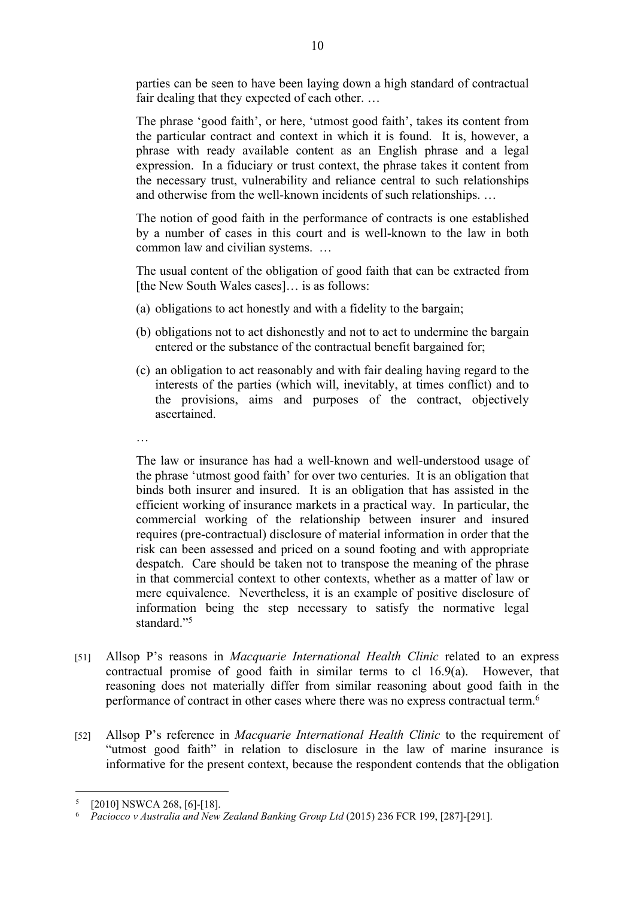> parties can be seen to have been laying down a high standard of contractual fair dealing that they expected of each other. …
>
> The phrase 'good faith', or here, 'utmost good faith', takes its content from the particular contract and context in which it is found. It is, however, a phrase with ready available content as an English phrase and a legal expression. In a fiduciary or trust context, the phrase takes it content from the necessary trust, vulnerability and reliance central to such relationships and otherwise from the well-known incidents of such relationships. …
>
> The notion of good faith in the performance of contracts is one established by a number of cases in this court and is well-known to the law in both common law and civilian systems. …
>
> The usual content of the obligation of good faith that can be extracted from [the New South Wales cases]… is as follows:
>
> (a) obligations to act honestly and with a fidelity to the bargain;
>
> (b) obligations not to act dishonestly and not to act to undermine the bargain entered or the substance of the contractual benefit bargained for;
>
> (c) an obligation to act reasonably and with fair dealing having regard to the interests of the parties (which will, inevitably, at times conflict) and to the provisions, aims and purposes of the contract, objectively ascertained.
>
> …
>
> The law or insurance has had a well-known and well-understood usage of the phrase 'utmost good faith' for over two centuries. It is an obligation that binds both insurer and insured. It is an obligation that has assisted in the efficient working of insurance markets in a practical way. In particular, the commercial working of the relationship between insurer and insured requires (pre-contractual) disclosure of material information in order that the risk can been assessed and priced on a sound footing and with appropriate despatch. Care should be taken not to transpose the meaning of the phrase in that commercial context to other contexts, whether as a matter of law or mere equivalence. Nevertheless, it is an example of positive disclosure of information being the step necessary to satisfy the normative legal standard."[5]

[51] Allsop P's reasons in *Macquarie International Health Clinic* related to an express contractual promise of good faith in similar terms to cl 16.9(a). However, that reasoning does not materially differ from similar reasoning about good faith in the performance of contract in other cases where there was no express contractual term.[6]

[52] Allsop P's reference in *Macquarie International Health Clinic* to the requirement of "utmost good faith" in relation to disclosure in the law of marine insurance is informative for the present context, because the respondent contends that the obligation

---

[5] [2010] NSWCA 268, [6]-[18].

[6] *Paciocco v Australia and New Zealand Banking Group Ltd* (2015) 236 FCR 199, [287]-[291].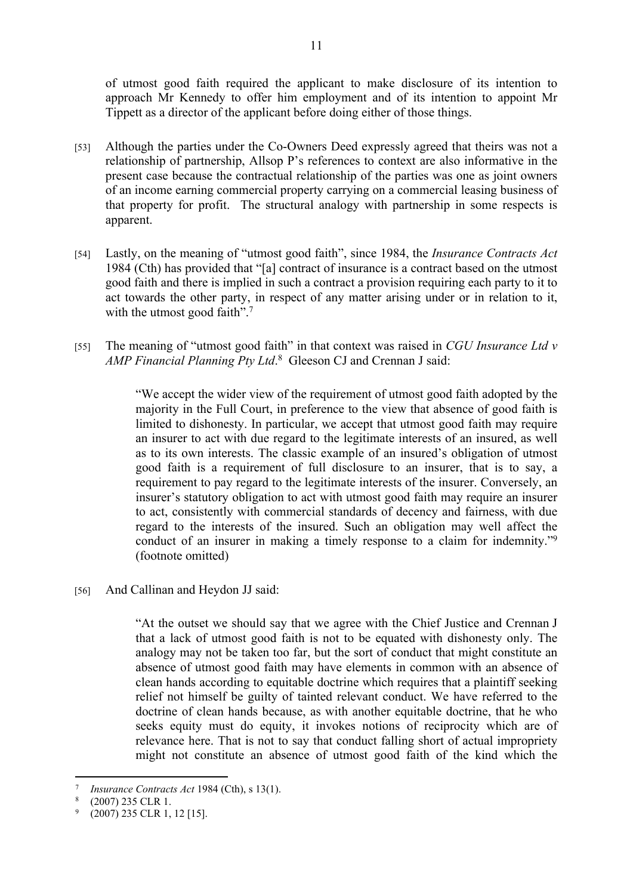of utmost good faith required the applicant to make disclosure of its intention to approach Mr Kennedy to offer him employment and of its intention to appoint Mr Tippett as a director of the applicant before doing either of those things.

[53] Although the parties under the Co-Owners Deed expressly agreed that theirs was not a relationship of partnership, Allsop P's references to context are also informative in the present case because the contractual relationship of the parties was one as joint owners of an income earning commercial property carrying on a commercial leasing business of that property for profit. The structural analogy with partnership in some respects is apparent.

[54] Lastly, on the meaning of "utmost good faith", since 1984, the *Insurance Contracts Act* 1984 (Cth) has provided that "[a] contract of insurance is a contract based on the utmost good faith and there is implied in such a contract a provision requiring each party to it to act towards the other party, in respect of any matter arising under or in relation to it, with the utmost good faith".[7]

[55] The meaning of "utmost good faith" in that context was raised in *CGU Insurance Ltd v AMP Financial Planning Pty Ltd*.[8] Gleeson CJ and Crennan J said:

> "We accept the wider view of the requirement of utmost good faith adopted by the majority in the Full Court, in preference to the view that absence of good faith is limited to dishonesty. In particular, we accept that utmost good faith may require an insurer to act with due regard to the legitimate interests of an insured, as well as to its own interests. The classic example of an insured's obligation of utmost good faith is a requirement of full disclosure to an insurer, that is to say, a requirement to pay regard to the legitimate interests of the insurer. Conversely, an insurer's statutory obligation to act with utmost good faith may require an insurer to act, consistently with commercial standards of decency and fairness, with due regard to the interests of the insured. Such an obligation may well affect the conduct of an insurer in making a timely response to a claim for indemnity."[9] (footnote omitted)

[56] And Callinan and Heydon JJ said:

> "At the outset we should say that we agree with the Chief Justice and Crennan J that a lack of utmost good faith is not to be equated with dishonesty only. The analogy may not be taken too far, but the sort of conduct that might constitute an absence of utmost good faith may have elements in common with an absence of clean hands according to equitable doctrine which requires that a plaintiff seeking relief not himself be guilty of tainted relevant conduct. We have referred to the doctrine of clean hands because, as with another equitable doctrine, that he who seeks equity must do equity, it invokes notions of reciprocity which are of relevance here. That is not to say that conduct falling short of actual impropriety might not constitute an absence of utmost good faith of the kind which the

---

[7] *Insurance Contracts Act* 1984 (Cth), s 13(1).

[8] (2007) 235 CLR 1.

[9] (2007) 235 CLR 1, 12 [15].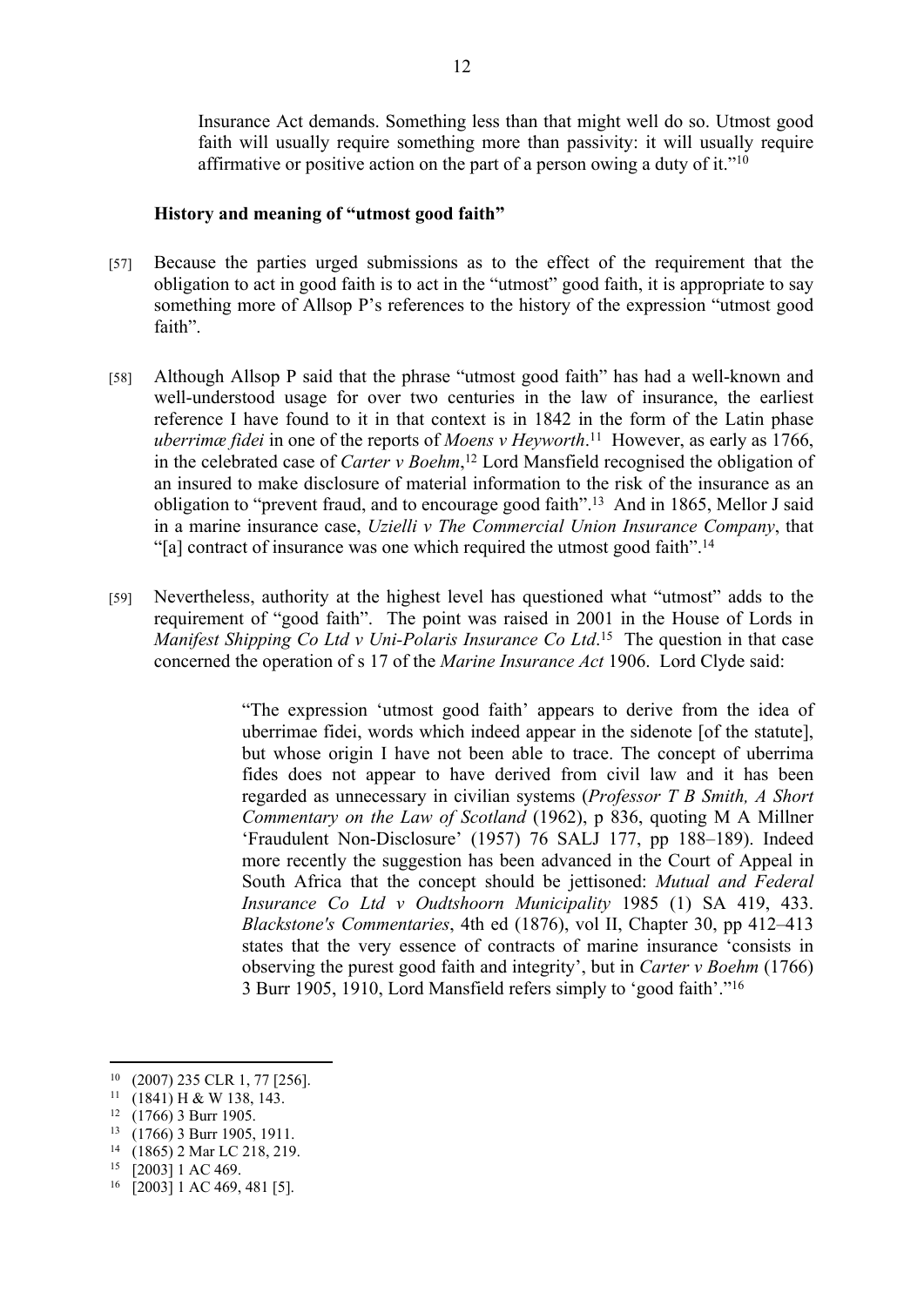Insurance Act demands. Something less than that might well do so. Utmost good faith will usually require something more than passivity: it will usually require affirmative or positive action on the part of a person owing a duty of it."[10]

**History and meaning of "utmost good faith"**

[57] Because the parties urged submissions as to the effect of the requirement that the obligation to act in good faith is to act in the "utmost" good faith, it is appropriate to say something more of Allsop P's references to the history of the expression "utmost good faith".

[58] Although Allsop P said that the phrase "utmost good faith" has had a well-known and well-understood usage for over two centuries in the law of insurance, the earliest reference I have found to it in that context is in 1842 in the form of the Latin phase *uberrimæ fidei* in one of the reports of *Moens v Heyworth*.[11] However, as early as 1766, in the celebrated case of *Carter v Boehm*,[12] Lord Mansfield recognised the obligation of an insured to make disclosure of material information to the risk of the insurance as an obligation to "prevent fraud, and to encourage good faith".[13] And in 1865, Mellor J said in a marine insurance case, *Uzielli v The Commercial Union Insurance Company*, that "[a] contract of insurance was one which required the utmost good faith".[14]

[59] Nevertheless, authority at the highest level has questioned what "utmost" adds to the requirement of "good faith". The point was raised in 2001 in the House of Lords in *Manifest Shipping Co Ltd v Uni-Polaris Insurance Co Ltd*.[15] The question in that case concerned the operation of s 17 of the *Marine Insurance Act* 1906. Lord Clyde said:

> "The expression 'utmost good faith' appears to derive from the idea of uberrimae fidei, words which indeed appear in the sidenote [of the statute], but whose origin I have not been able to trace. The concept of uberrima fides does not appear to have derived from civil law and it has been regarded as unnecessary in civilian systems (*Professor T B Smith, A Short Commentary on the Law of Scotland* (1962), p 836, quoting M A Millner 'Fraudulent Non-Disclosure' (1957) 76 SALJ 177, pp 188–189). Indeed more recently the suggestion has been advanced in the Court of Appeal in South Africa that the concept should be jettisoned: *Mutual and Federal Insurance Co Ltd v Oudtshoorn Municipality* 1985 (1) SA 419, 433. *Blackstone's Commentaries*, 4th ed (1876), vol II, Chapter 30, pp 412–413 states that the very essence of contracts of marine insurance 'consists in observing the purest good faith and integrity', but in *Carter v Boehm* (1766) 3 Burr 1905, 1910, Lord Mansfield refers simply to 'good faith'."[16]

---

[10] (2007) 235 CLR 1, 77 [256].
[11] (1841) H & W 138, 143.
[12] (1766) 3 Burr 1905.
[13] (1766) 3 Burr 1905, 1911.
[14] (1865) 2 Mar LC 218, 219.
[15] [2003] 1 AC 469.
[16] [2003] 1 AC 469, 481 [5].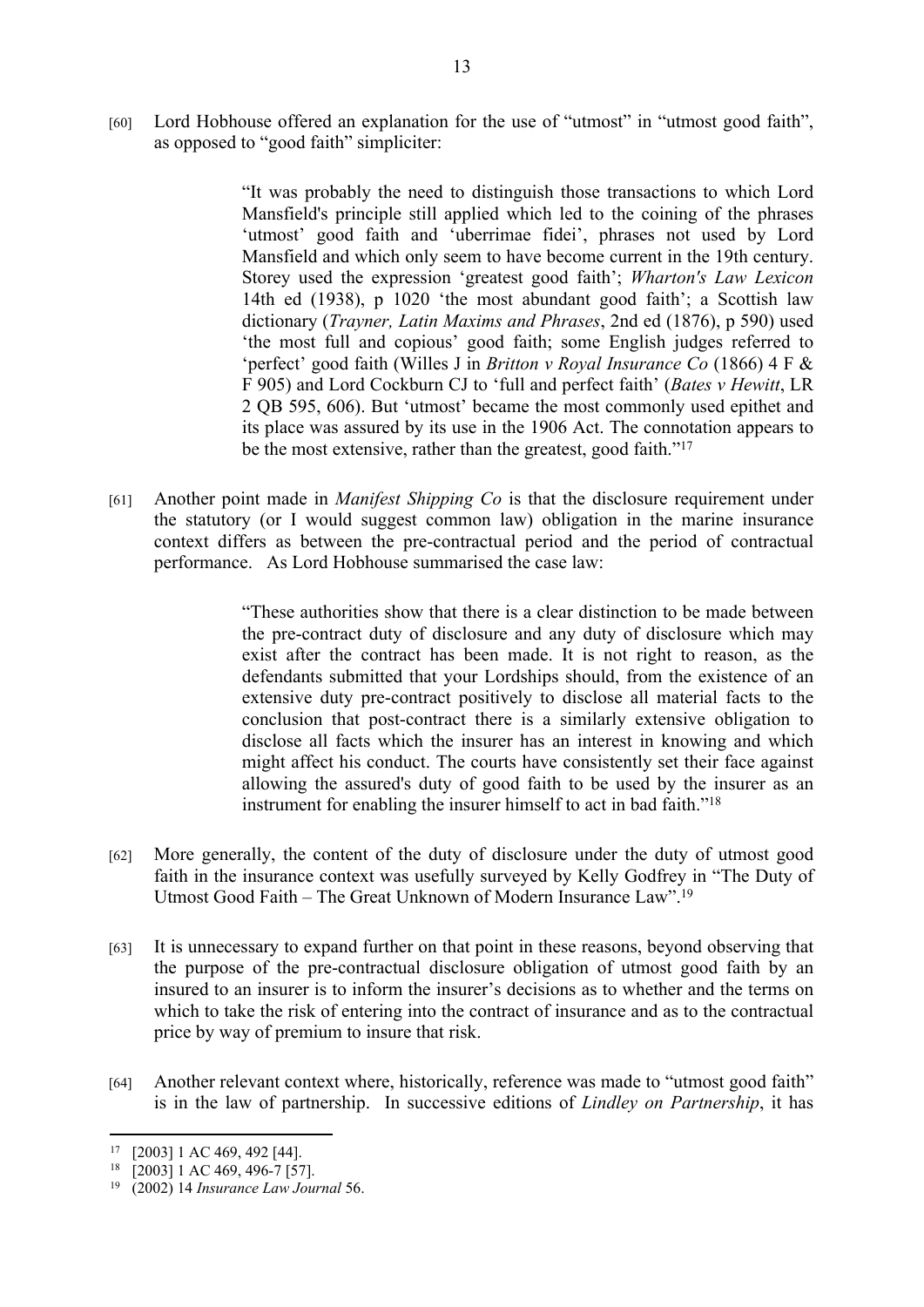[60] Lord Hobhouse offered an explanation for the use of "utmost" in "utmost good faith", as opposed to "good faith" simpliciter:

> "It was probably the need to distinguish those transactions to which Lord Mansfield's principle still applied which led to the coining of the phrases 'utmost' good faith and 'uberrimae fidei', phrases not used by Lord Mansfield and which only seem to have become current in the 19th century. Storey used the expression 'greatest good faith'; *Wharton's Law Lexicon* 14th ed (1938), p 1020 'the most abundant good faith'; a Scottish law dictionary (*Trayner, Latin Maxims and Phrases*, 2nd ed (1876), p 590) used 'the most full and copious' good faith; some English judges referred to 'perfect' good faith (Willes J in *Britton v Royal Insurance Co* (1866) 4 F & F 905) and Lord Cockburn CJ to 'full and perfect faith' (*Bates v Hewitt*, LR 2 QB 595, 606). But 'utmost' became the most commonly used epithet and its place was assured by its use in the 1906 Act. The connotation appears to be the most extensive, rather than the greatest, good faith."[17]

[61] Another point made in *Manifest Shipping Co* is that the disclosure requirement under the statutory (or I would suggest common law) obligation in the marine insurance context differs as between the pre-contractual period and the period of contractual performance. As Lord Hobhouse summarised the case law:

> "These authorities show that there is a clear distinction to be made between the pre-contract duty of disclosure and any duty of disclosure which may exist after the contract has been made. It is not right to reason, as the defendants submitted that your Lordships should, from the existence of an extensive duty pre-contract positively to disclose all material facts to the conclusion that post-contract there is a similarly extensive obligation to disclose all facts which the insurer has an interest in knowing and which might affect his conduct. The courts have consistently set their face against allowing the assured's duty of good faith to be used by the insurer as an instrument for enabling the insurer himself to act in bad faith."[18]

[62] More generally, the content of the duty of disclosure under the duty of utmost good faith in the insurance context was usefully surveyed by Kelly Godfrey in "The Duty of Utmost Good Faith – The Great Unknown of Modern Insurance Law".[19]

[63] It is unnecessary to expand further on that point in these reasons, beyond observing that the purpose of the pre-contractual disclosure obligation of utmost good faith by an insured to an insurer is to inform the insurer's decisions as to whether and the terms on which to take the risk of entering into the contract of insurance and as to the contractual price by way of premium to insure that risk.

[64] Another relevant context where, historically, reference was made to "utmost good faith" is in the law of partnership. In successive editions of *Lindley on Partnership*, it has

---

[17] [2003] 1 AC 469, 492 [44].

[18] [2003] 1 AC 469, 496-7 [57].

[19] (2002) 14 *Insurance Law Journal* 56.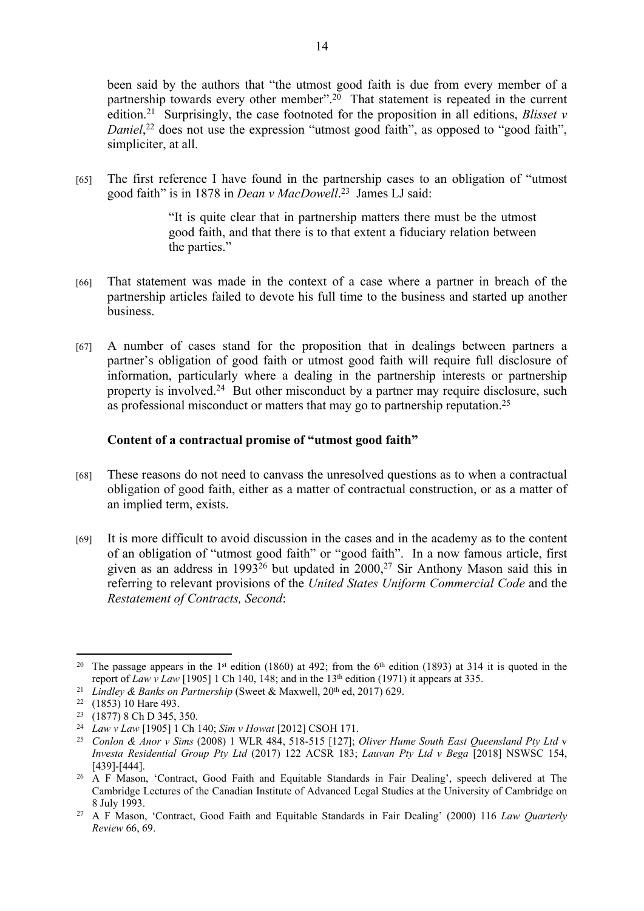been said by the authors that "the utmost good faith is due from every member of a partnership towards every other member".[20] That statement is repeated in the current edition.[21] Surprisingly, the case footnoted for the proposition in all editions, *Blisset v Daniel*,[22] does not use the expression "utmost good faith", as opposed to "good faith", simpliciter, at all.

[65] The first reference I have found in the partnership cases to an obligation of "utmost good faith" is in 1878 in *Dean v MacDowell*.[23] James LJ said:

> "It is quite clear that in partnership matters there must be the utmost good faith, and that there is to that extent a fiduciary relation between the parties."

[66] That statement was made in the context of a case where a partner in breach of the partnership articles failed to devote his full time to the business and started up another business.

[67] A number of cases stand for the proposition that in dealings between partners a partner's obligation of good faith or utmost good faith will require full disclosure of information, particularly where a dealing in the partnership interests or partnership property is involved.[24] But other misconduct by a partner may require disclosure, such as professional misconduct or matters that may go to partnership reputation.[25]

### Content of a contractual promise of "utmost good faith"

[68] These reasons do not need to canvass the unresolved questions as to when a contractual obligation of good faith, either as a matter of contractual construction, or as a matter of an implied term, exists.

[69] It is more difficult to avoid discussion in the cases and in the academy as to the content of an obligation of "utmost good faith" or "good faith". In a now famous article, first given as an address in 1993[26] but updated in 2000,[27] Sir Anthony Mason said this in referring to relevant provisions of the *United States Uniform Commercial Code* and the *Restatement of Contracts, Second*:

---

[20] The passage appears in the 1st edition (1860) at 492; from the 6th edition (1893) at 314 it is quoted in the report of *Law v Law* [1905] 1 Ch 140, 148; and in the 13th edition (1971) it appears at 335.

[21] *Lindley & Banks on Partnership* (Sweet & Maxwell, 20th ed, 2017) 629.

[22] (1853) 10 Hare 493.

[23] (1877) 8 Ch D 345, 350.

[24] *Law v Law* [1905] 1 Ch 140; *Sim v Howat* [2012] CSOH 171.

[25] *Conlon & Anor v Sims* (2008) 1 WLR 484, 518-515 [127]; *Oliver Hume South East Queensland Pty Ltd* v *Investa Residential Group Pty Ltd* (2017) 122 ACSR 183; *Lauvan Pty Ltd v Bega* [2018] NSWSC 154, [439]-[444].

[26] A F Mason, 'Contract, Good Faith and Equitable Standards in Fair Dealing', speech delivered at The Cambridge Lectures of the Canadian Institute of Advanced Legal Studies at the University of Cambridge on 8 July 1993.

[27] A F Mason, 'Contract, Good Faith and Equitable Standards in Fair Dealing' (2000) 116 *Law Quarterly Review* 66, 69.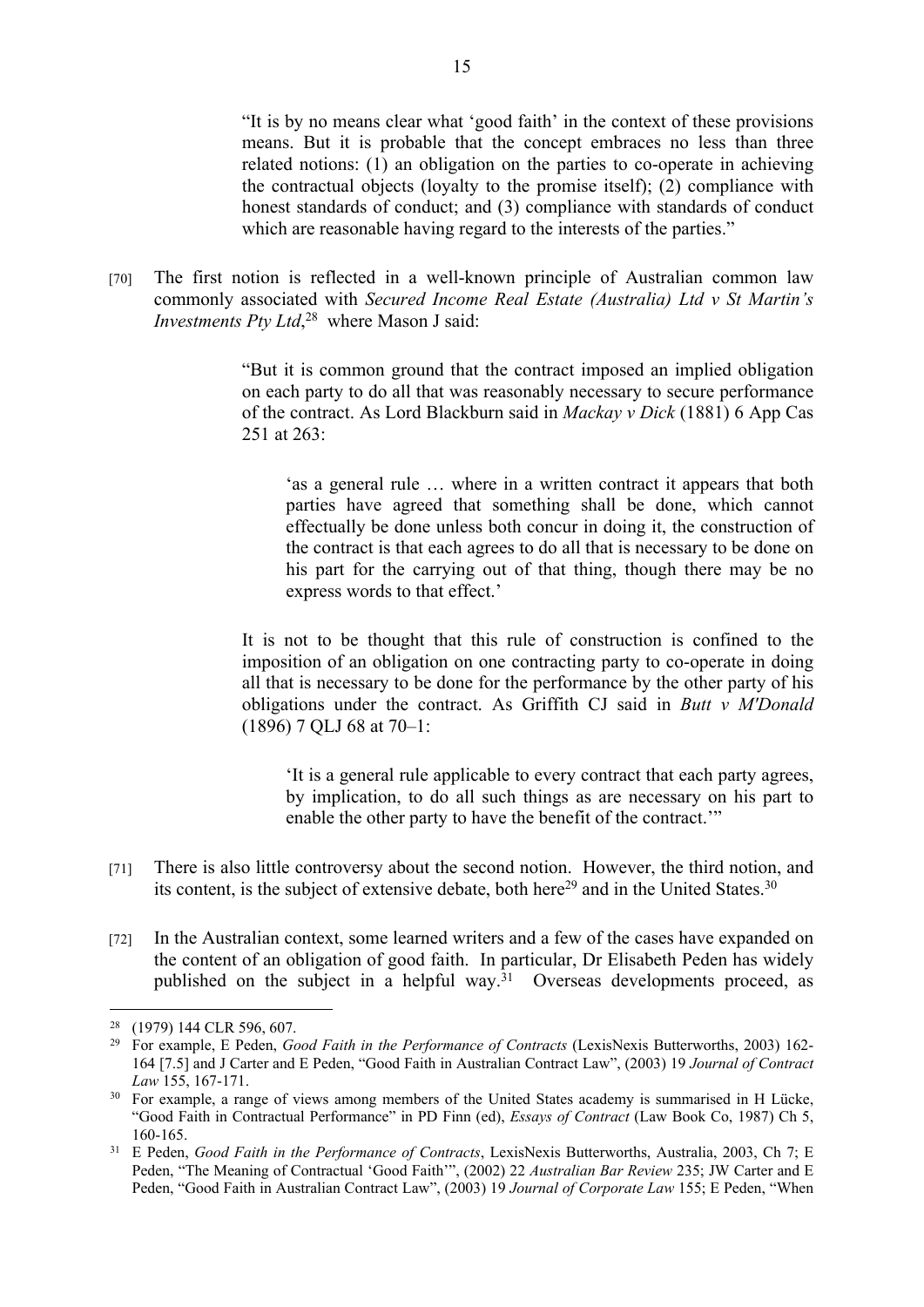> "It is by no means clear what 'good faith' in the context of these provisions means. But it is probable that the concept embraces no less than three related notions: (1) an obligation on the parties to co-operate in achieving the contractual objects (loyalty to the promise itself); (2) compliance with honest standards of conduct; and (3) compliance with standards of conduct which are reasonable having regard to the interests of the parties."

[70] The first notion is reflected in a well-known principle of Australian common law commonly associated with *Secured Income Real Estate (Australia) Ltd v St Martin's Investments Pty Ltd*,[28] where Mason J said:

> "But it is common ground that the contract imposed an implied obligation on each party to do all that was reasonably necessary to secure performance of the contract. As Lord Blackburn said in *Mackay v Dick* (1881) 6 App Cas 251 at 263:
>
> > 'as a general rule … where in a written contract it appears that both parties have agreed that something shall be done, which cannot effectually be done unless both concur in doing it, the construction of the contract is that each agrees to do all that is necessary to be done on his part for the carrying out of that thing, though there may be no express words to that effect.'
>
> It is not to be thought that this rule of construction is confined to the imposition of an obligation on one contracting party to co-operate in doing all that is necessary to be done for the performance by the other party of his obligations under the contract. As Griffith CJ said in *Butt v M'Donald* (1896) 7 QLJ 68 at 70–1:
>
> > 'It is a general rule applicable to every contract that each party agrees, by implication, to do all such things as are necessary on his part to enable the other party to have the benefit of the contract.'"

[71] There is also little controversy about the second notion. However, the third notion, and its content, is the subject of extensive debate, both here[29] and in the United States.[30]

[72] In the Australian context, some learned writers and a few of the cases have expanded on the content of an obligation of good faith. In particular, Dr Elisabeth Peden has widely published on the subject in a helpful way.[31] Overseas developments proceed, as

---

[28] (1979) 144 CLR 596, 607.

[29] For example, E Peden, *Good Faith in the Performance of Contracts* (LexisNexis Butterworths, 2003) 162-164 [7.5] and J Carter and E Peden, "Good Faith in Australian Contract Law", (2003) 19 *Journal of Contract Law* 155, 167-171.

[30] For example, a range of views among members of the United States academy is summarised in H Lücke, "Good Faith in Contractual Performance" in PD Finn (ed), *Essays of Contract* (Law Book Co, 1987) Ch 5, 160-165.

[31] E Peden, *Good Faith in the Performance of Contracts*, LexisNexis Butterworths, Australia, 2003, Ch 7; E Peden, "The Meaning of Contractual 'Good Faith'", (2002) 22 *Australian Bar Review* 235; JW Carter and E Peden, "Good Faith in Australian Contract Law", (2003) 19 *Journal of Corporate Law* 155; E Peden, "When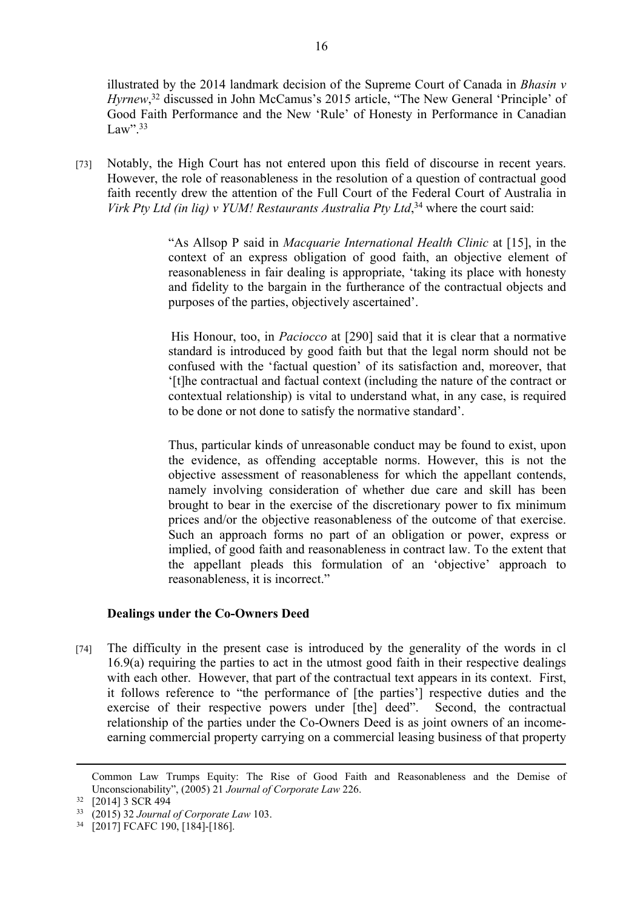illustrated by the 2014 landmark decision of the Supreme Court of Canada in *Bhasin v Hyrnew*,[32] discussed in John McCamus's 2015 article, "The New General 'Principle' of Good Faith Performance and the New 'Rule' of Honesty in Performance in Canadian Law".[33]

[73] Notably, the High Court has not entered upon this field of discourse in recent years. However, the role of reasonableness in the resolution of a question of contractual good faith recently drew the attention of the Full Court of the Federal Court of Australia in *Virk Pty Ltd (in liq) v YUM! Restaurants Australia Pty Ltd*,[34] where the court said:

> "As Allsop P said in *Macquarie International Health Clinic* at [15], in the context of an express obligation of good faith, an objective element of reasonableness in fair dealing is appropriate, 'taking its place with honesty and fidelity to the bargain in the furtherance of the contractual objects and purposes of the parties, objectively ascertained'.
>
> His Honour, too, in *Paciocco* at [290] said that it is clear that a normative standard is introduced by good faith but that the legal norm should not be confused with the 'factual question' of its satisfaction and, moreover, that '[t]he contractual and factual context (including the nature of the contract or contextual relationship) is vital to understand what, in any case, is required to be done or not done to satisfy the normative standard'.
>
> Thus, particular kinds of unreasonable conduct may be found to exist, upon the evidence, as offending acceptable norms. However, this is not the objective assessment of reasonableness for which the appellant contends, namely involving consideration of whether due care and skill has been brought to bear in the exercise of the discretionary power to fix minimum prices and/or the objective reasonableness of the outcome of that exercise. Such an approach forms no part of an obligation or power, express or implied, of good faith and reasonableness in contract law. To the extent that the appellant pleads this formulation of an 'objective' approach to reasonableness, it is incorrect."

### Dealings under the Co-Owners Deed

[74] The difficulty in the present case is introduced by the generality of the words in cl 16.9(a) requiring the parties to act in the utmost good faith in their respective dealings with each other. However, that part of the contractual text appears in its context. First, it follows reference to "the performance of [the parties'] respective duties and the exercise of their respective powers under [the] deed". Second, the contractual relationship of the parties under the Co-Owners Deed is as joint owners of an income-earning commercial property carrying on a commercial leasing business of that property

---

Common Law Trumps Equity: The Rise of Good Faith and Reasonableness and the Demise of Unconscionability", (2005) 21 *Journal of Corporate Law* 226.

[32] [2014] 3 SCR 494

[33] (2015) 32 *Journal of Corporate Law* 103.

[34] [2017] FCAFC 190, [184]-[186].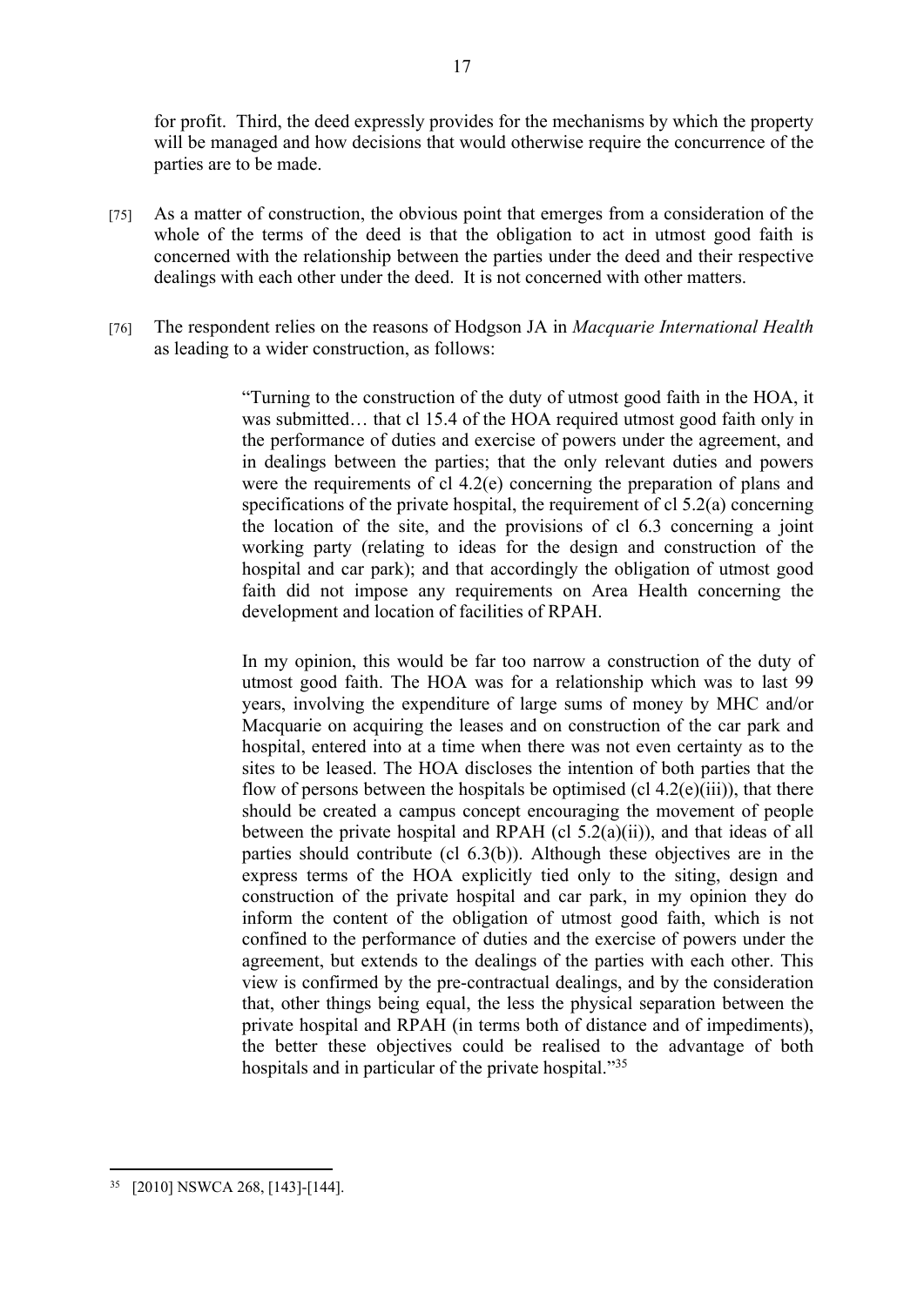for profit. Third, the deed expressly provides for the mechanisms by which the property will be managed and how decisions that would otherwise require the concurrence of the parties are to be made.

[75] As a matter of construction, the obvious point that emerges from a consideration of the whole of the terms of the deed is that the obligation to act in utmost good faith is concerned with the relationship between the parties under the deed and their respective dealings with each other under the deed. It is not concerned with other matters.

[76] The respondent relies on the reasons of Hodgson JA in *Macquarie International Health* as leading to a wider construction, as follows:

> "Turning to the construction of the duty of utmost good faith in the HOA, it was submitted… that cl 15.4 of the HOA required utmost good faith only in the performance of duties and exercise of powers under the agreement, and in dealings between the parties; that the only relevant duties and powers were the requirements of cl 4.2(e) concerning the preparation of plans and specifications of the private hospital, the requirement of cl 5.2(a) concerning the location of the site, and the provisions of cl 6.3 concerning a joint working party (relating to ideas for the design and construction of the hospital and car park); and that accordingly the obligation of utmost good faith did not impose any requirements on Area Health concerning the development and location of facilities of RPAH.
>
> In my opinion, this would be far too narrow a construction of the duty of utmost good faith. The HOA was for a relationship which was to last 99 years, involving the expenditure of large sums of money by MHC and/or Macquarie on acquiring the leases and on construction of the car park and hospital, entered into at a time when there was not even certainty as to the sites to be leased. The HOA discloses the intention of both parties that the flow of persons between the hospitals be optimised (cl 4.2(e)(iii)), that there should be created a campus concept encouraging the movement of people between the private hospital and RPAH (cl 5.2(a)(ii)), and that ideas of all parties should contribute (cl 6.3(b)). Although these objectives are in the express terms of the HOA explicitly tied only to the siting, design and construction of the private hospital and car park, in my opinion they do inform the content of the obligation of utmost good faith, which is not confined to the performance of duties and the exercise of powers under the agreement, but extends to the dealings of the parties with each other. This view is confirmed by the pre-contractual dealings, and by the consideration that, other things being equal, the less the physical separation between the private hospital and RPAH (in terms both of distance and of impediments), the better these objectives could be realised to the advantage of both hospitals and in particular of the private hospital."[35]

---

[35] [2010] NSWCA 268, [143]-[144].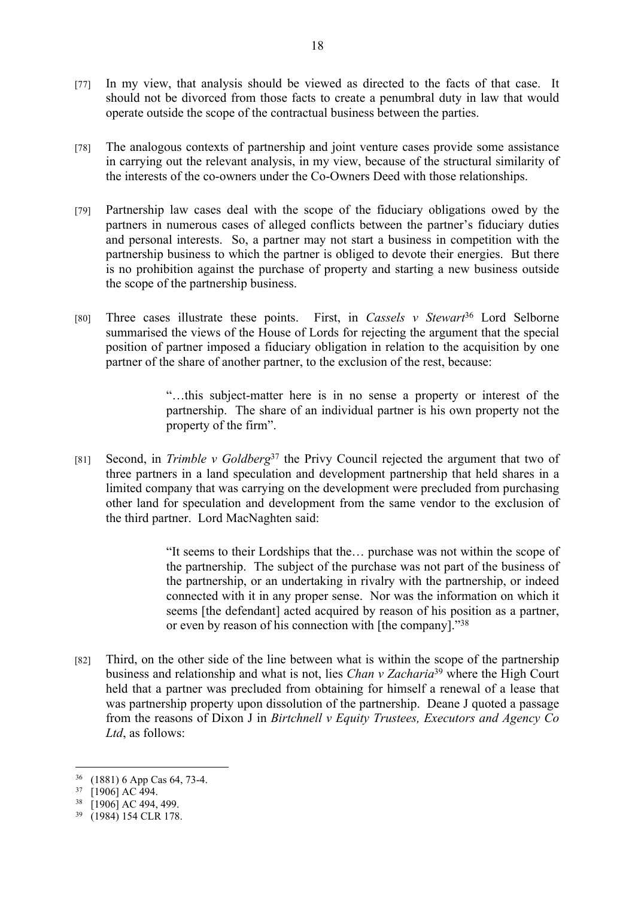[77] In my view, that analysis should be viewed as directed to the facts of that case. It should not be divorced from those facts to create a penumbral duty in law that would operate outside the scope of the contractual business between the parties.

[78] The analogous contexts of partnership and joint venture cases provide some assistance in carrying out the relevant analysis, in my view, because of the structural similarity of the interests of the co-owners under the Co-Owners Deed with those relationships.

[79] Partnership law cases deal with the scope of the fiduciary obligations owed by the partners in numerous cases of alleged conflicts between the partner's fiduciary duties and personal interests. So, a partner may not start a business in competition with the partnership business to which the partner is obliged to devote their energies. But there is no prohibition against the purchase of property and starting a new business outside the scope of the partnership business.

[80] Three cases illustrate these points. First, in *Cassels v Stewart*[36] Lord Selborne summarised the views of the House of Lords for rejecting the argument that the special position of partner imposed a fiduciary obligation in relation to the acquisition by one partner of the share of another partner, to the exclusion of the rest, because:

> "…this subject-matter here is in no sense a property or interest of the partnership. The share of an individual partner is his own property not the property of the firm".

[81] Second, in *Trimble v Goldberg*[37] the Privy Council rejected the argument that two of three partners in a land speculation and development partnership that held shares in a limited company that was carrying on the development were precluded from purchasing other land for speculation and development from the same vendor to the exclusion of the third partner. Lord MacNaghten said:

> "It seems to their Lordships that the… purchase was not within the scope of the partnership. The subject of the purchase was not part of the business of the partnership, or an undertaking in rivalry with the partnership, or indeed connected with it in any proper sense. Nor was the information on which it seems [the defendant] acted acquired by reason of his position as a partner, or even by reason of his connection with [the company]."[38]

[82] Third, on the other side of the line between what is within the scope of the partnership business and relationship and what is not, lies *Chan v Zacharia*[39] where the High Court held that a partner was precluded from obtaining for himself a renewal of a lease that was partnership property upon dissolution of the partnership. Deane J quoted a passage from the reasons of Dixon J in *Birtchnell v Equity Trustees, Executors and Agency Co Ltd*, as follows:

---

[36] (1881) 6 App Cas 64, 73-4.

[37] [1906] AC 494.

[38] [1906] AC 494, 499.

[39] (1984) 154 CLR 178.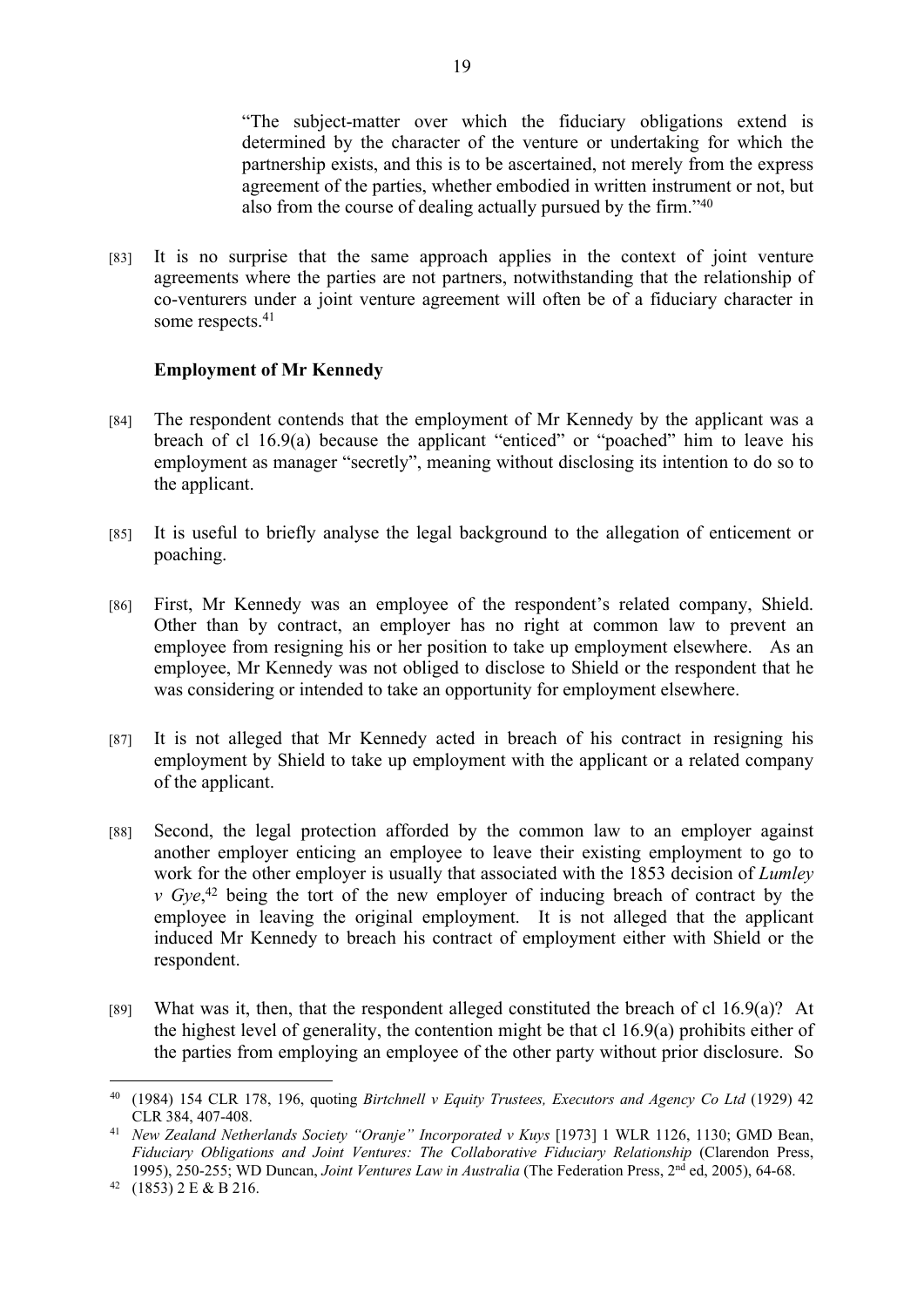> "The subject-matter over which the fiduciary obligations extend is determined by the character of the venture or undertaking for which the partnership exists, and this is to be ascertained, not merely from the express agreement of the parties, whether embodied in written instrument or not, but also from the course of dealing actually pursued by the firm."[40]

[83] It is no surprise that the same approach applies in the context of joint venture agreements where the parties are not partners, notwithstanding that the relationship of co-venturers under a joint venture agreement will often be of a fiduciary character in some respects.[41]

**Employment of Mr Kennedy**

[84] The respondent contends that the employment of Mr Kennedy by the applicant was a breach of cl 16.9(a) because the applicant "enticed" or "poached" him to leave his employment as manager "secretly", meaning without disclosing its intention to do so to the applicant.

[85] It is useful to briefly analyse the legal background to the allegation of enticement or poaching.

[86] First, Mr Kennedy was an employee of the respondent's related company, Shield. Other than by contract, an employer has no right at common law to prevent an employee from resigning his or her position to take up employment elsewhere. As an employee, Mr Kennedy was not obliged to disclose to Shield or the respondent that he was considering or intended to take an opportunity for employment elsewhere.

[87] It is not alleged that Mr Kennedy acted in breach of his contract in resigning his employment by Shield to take up employment with the applicant or a related company of the applicant.

[88] Second, the legal protection afforded by the common law to an employer against another employer enticing an employee to leave their existing employment to go to work for the other employer is usually that associated with the 1853 decision of *Lumley v Gye*,[42] being the tort of the new employer of inducing breach of contract by the employee in leaving the original employment. It is not alleged that the applicant induced Mr Kennedy to breach his contract of employment either with Shield or the respondent.

[89] What was it, then, that the respondent alleged constituted the breach of cl 16.9(a)? At the highest level of generality, the contention might be that cl 16.9(a) prohibits either of the parties from employing an employee of the other party without prior disclosure. So

---

[40] (1984) 154 CLR 178, 196, quoting *Birtchnell v Equity Trustees, Executors and Agency Co Ltd* (1929) 42 CLR 384, 407-408.

[41] *New Zealand Netherlands Society "Oranje" Incorporated v Kuys* [1973] 1 WLR 1126, 1130; GMD Bean, *Fiduciary Obligations and Joint Ventures: The Collaborative Fiduciary Relationship* (Clarendon Press, 1995), 250-255; WD Duncan, *Joint Ventures Law in Australia* (The Federation Press, 2nd ed, 2005), 64-68.

[42] (1853) 2 E & B 216.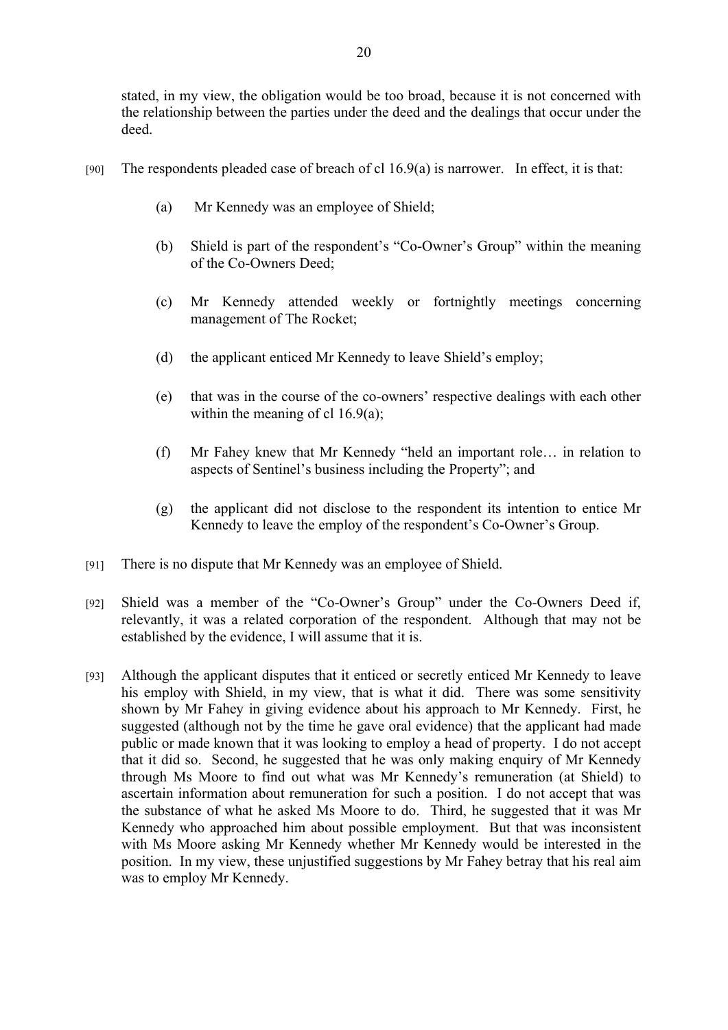stated, in my view, the obligation would be too broad, because it is not concerned with the relationship between the parties under the deed and the dealings that occur under the deed.

[90] The respondents pleaded case of breach of cl 16.9(a) is narrower. In effect, it is that:

(a) Mr Kennedy was an employee of Shield;

(b) Shield is part of the respondent's "Co-Owner's Group" within the meaning of the Co-Owners Deed;

(c) Mr Kennedy attended weekly or fortnightly meetings concerning management of The Rocket;

(d) the applicant enticed Mr Kennedy to leave Shield's employ;

(e) that was in the course of the co-owners' respective dealings with each other within the meaning of cl 16.9(a);

(f) Mr Fahey knew that Mr Kennedy "held an important role… in relation to aspects of Sentinel's business including the Property"; and

(g) the applicant did not disclose to the respondent its intention to entice Mr Kennedy to leave the employ of the respondent's Co-Owner's Group.

[91] There is no dispute that Mr Kennedy was an employee of Shield.

[92] Shield was a member of the "Co-Owner's Group" under the Co-Owners Deed if, relevantly, it was a related corporation of the respondent. Although that may not be established by the evidence, I will assume that it is.

[93] Although the applicant disputes that it enticed or secretly enticed Mr Kennedy to leave his employ with Shield, in my view, that is what it did. There was some sensitivity shown by Mr Fahey in giving evidence about his approach to Mr Kennedy. First, he suggested (although not by the time he gave oral evidence) that the applicant had made public or made known that it was looking to employ a head of property. I do not accept that it did so. Second, he suggested that he was only making enquiry of Mr Kennedy through Ms Moore to find out what was Mr Kennedy's remuneration (at Shield) to ascertain information about remuneration for such a position. I do not accept that was the substance of what he asked Ms Moore to do. Third, he suggested that it was Mr Kennedy who approached him about possible employment. But that was inconsistent with Ms Moore asking Mr Kennedy whether Mr Kennedy would be interested in the position. In my view, these unjustified suggestions by Mr Fahey betray that his real aim was to employ Mr Kennedy.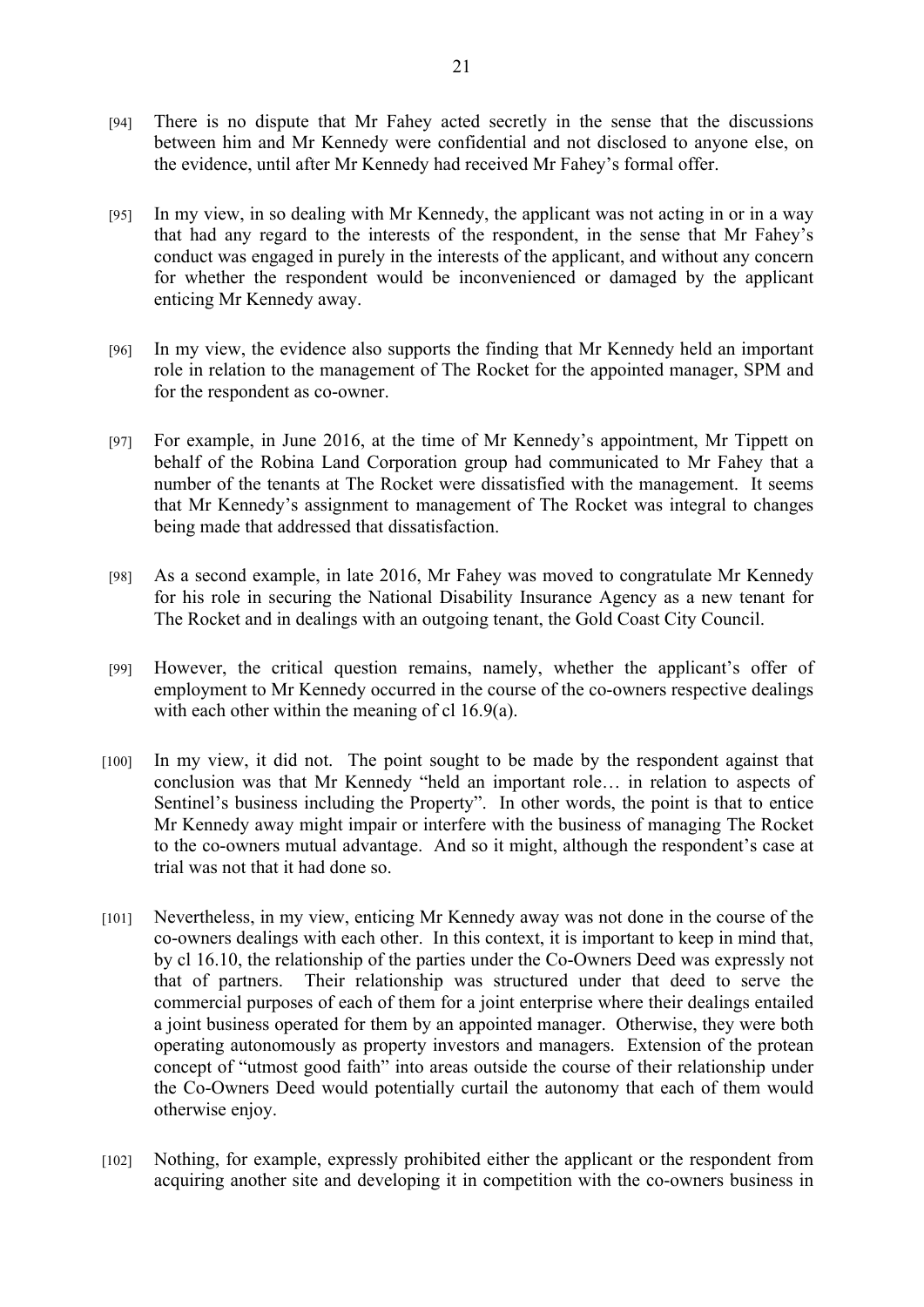[94] There is no dispute that Mr Fahey acted secretly in the sense that the discussions between him and Mr Kennedy were confidential and not disclosed to anyone else, on the evidence, until after Mr Kennedy had received Mr Fahey's formal offer.

[95] In my view, in so dealing with Mr Kennedy, the applicant was not acting in or in a way that had any regard to the interests of the respondent, in the sense that Mr Fahey's conduct was engaged in purely in the interests of the applicant, and without any concern for whether the respondent would be inconvenienced or damaged by the applicant enticing Mr Kennedy away.

[96] In my view, the evidence also supports the finding that Mr Kennedy held an important role in relation to the management of The Rocket for the appointed manager, SPM and for the respondent as co-owner.

[97] For example, in June 2016, at the time of Mr Kennedy's appointment, Mr Tippett on behalf of the Robina Land Corporation group had communicated to Mr Fahey that a number of the tenants at The Rocket were dissatisfied with the management. It seems that Mr Kennedy's assignment to management of The Rocket was integral to changes being made that addressed that dissatisfaction.

[98] As a second example, in late 2016, Mr Fahey was moved to congratulate Mr Kennedy for his role in securing the National Disability Insurance Agency as a new tenant for The Rocket and in dealings with an outgoing tenant, the Gold Coast City Council.

[99] However, the critical question remains, namely, whether the applicant's offer of employment to Mr Kennedy occurred in the course of the co-owners respective dealings with each other within the meaning of cl 16.9(a).

[100] In my view, it did not. The point sought to be made by the respondent against that conclusion was that Mr Kennedy "held an important role… in relation to aspects of Sentinel's business including the Property". In other words, the point is that to entice Mr Kennedy away might impair or interfere with the business of managing The Rocket to the co-owners mutual advantage. And so it might, although the respondent's case at trial was not that it had done so.

[101] Nevertheless, in my view, enticing Mr Kennedy away was not done in the course of the co-owners dealings with each other. In this context, it is important to keep in mind that, by cl 16.10, the relationship of the parties under the Co-Owners Deed was expressly not that of partners. Their relationship was structured under that deed to serve the commercial purposes of each of them for a joint enterprise where their dealings entailed a joint business operated for them by an appointed manager. Otherwise, they were both operating autonomously as property investors and managers. Extension of the protean concept of "utmost good faith" into areas outside the course of their relationship under the Co-Owners Deed would potentially curtail the autonomy that each of them would otherwise enjoy.

[102] Nothing, for example, expressly prohibited either the applicant or the respondent from acquiring another site and developing it in competition with the co-owners business in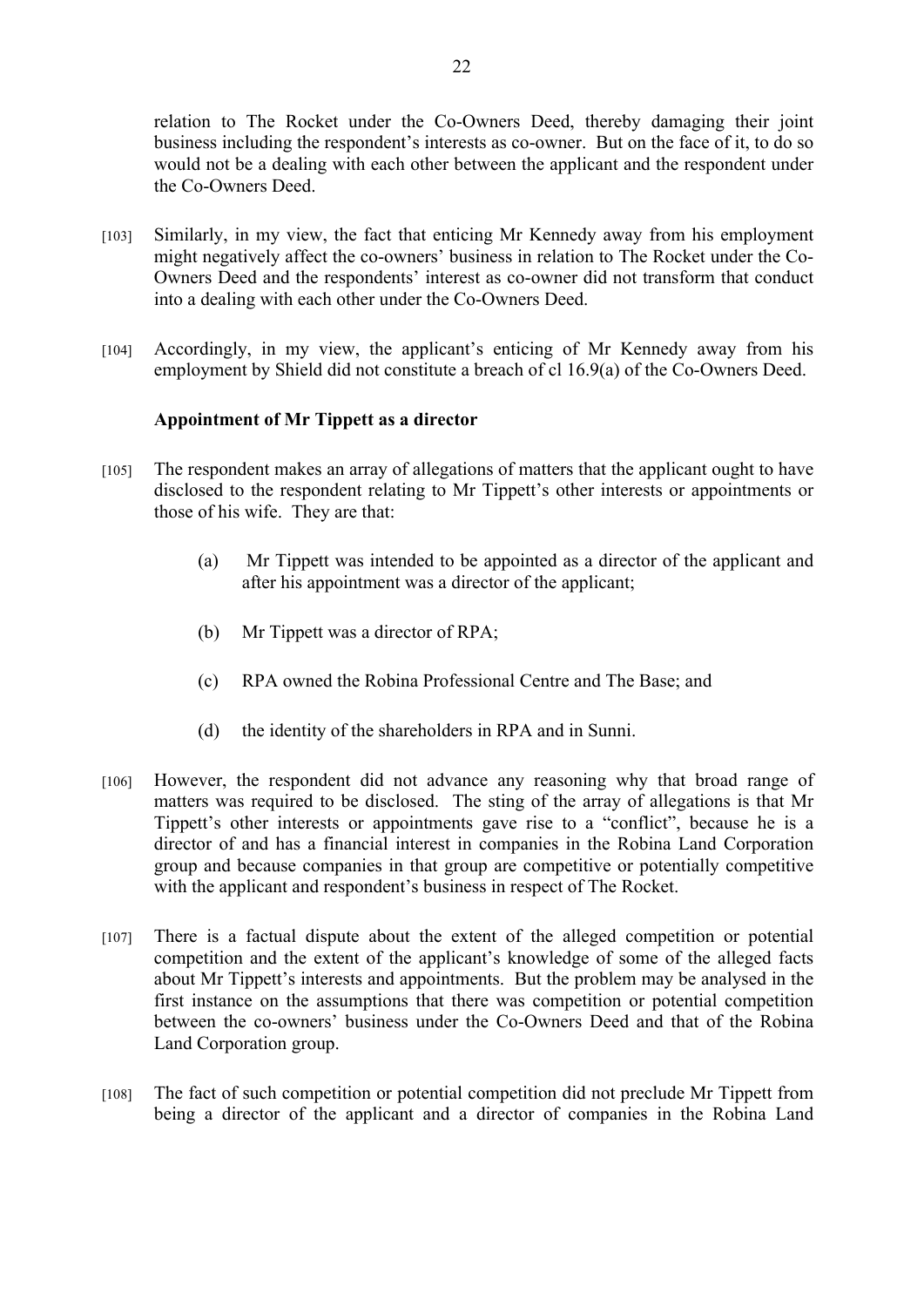relation to The Rocket under the Co-Owners Deed, thereby damaging their joint business including the respondent's interests as co-owner. But on the face of it, to do so would not be a dealing with each other between the applicant and the respondent under the Co-Owners Deed.

[103] Similarly, in my view, the fact that enticing Mr Kennedy away from his employment might negatively affect the co-owners' business in relation to The Rocket under the Co-Owners Deed and the respondents' interest as co-owner did not transform that conduct into a dealing with each other under the Co-Owners Deed.

[104] Accordingly, in my view, the applicant's enticing of Mr Kennedy away from his employment by Shield did not constitute a breach of cl 16.9(a) of the Co-Owners Deed.

**Appointment of Mr Tippett as a director**

[105] The respondent makes an array of allegations of matters that the applicant ought to have disclosed to the respondent relating to Mr Tippett's other interests or appointments or those of his wife. They are that:

(a) Mr Tippett was intended to be appointed as a director of the applicant and after his appointment was a director of the applicant;

(b) Mr Tippett was a director of RPA;

(c) RPA owned the Robina Professional Centre and The Base; and

(d) the identity of the shareholders in RPA and in Sunni.

[106] However, the respondent did not advance any reasoning why that broad range of matters was required to be disclosed. The sting of the array of allegations is that Mr Tippett's other interests or appointments gave rise to a "conflict", because he is a director of and has a financial interest in companies in the Robina Land Corporation group and because companies in that group are competitive or potentially competitive with the applicant and respondent's business in respect of The Rocket.

[107] There is a factual dispute about the extent of the alleged competition or potential competition and the extent of the applicant's knowledge of some of the alleged facts about Mr Tippett's interests and appointments. But the problem may be analysed in the first instance on the assumptions that there was competition or potential competition between the co-owners' business under the Co-Owners Deed and that of the Robina Land Corporation group.

[108] The fact of such competition or potential competition did not preclude Mr Tippett from being a director of the applicant and a director of companies in the Robina Land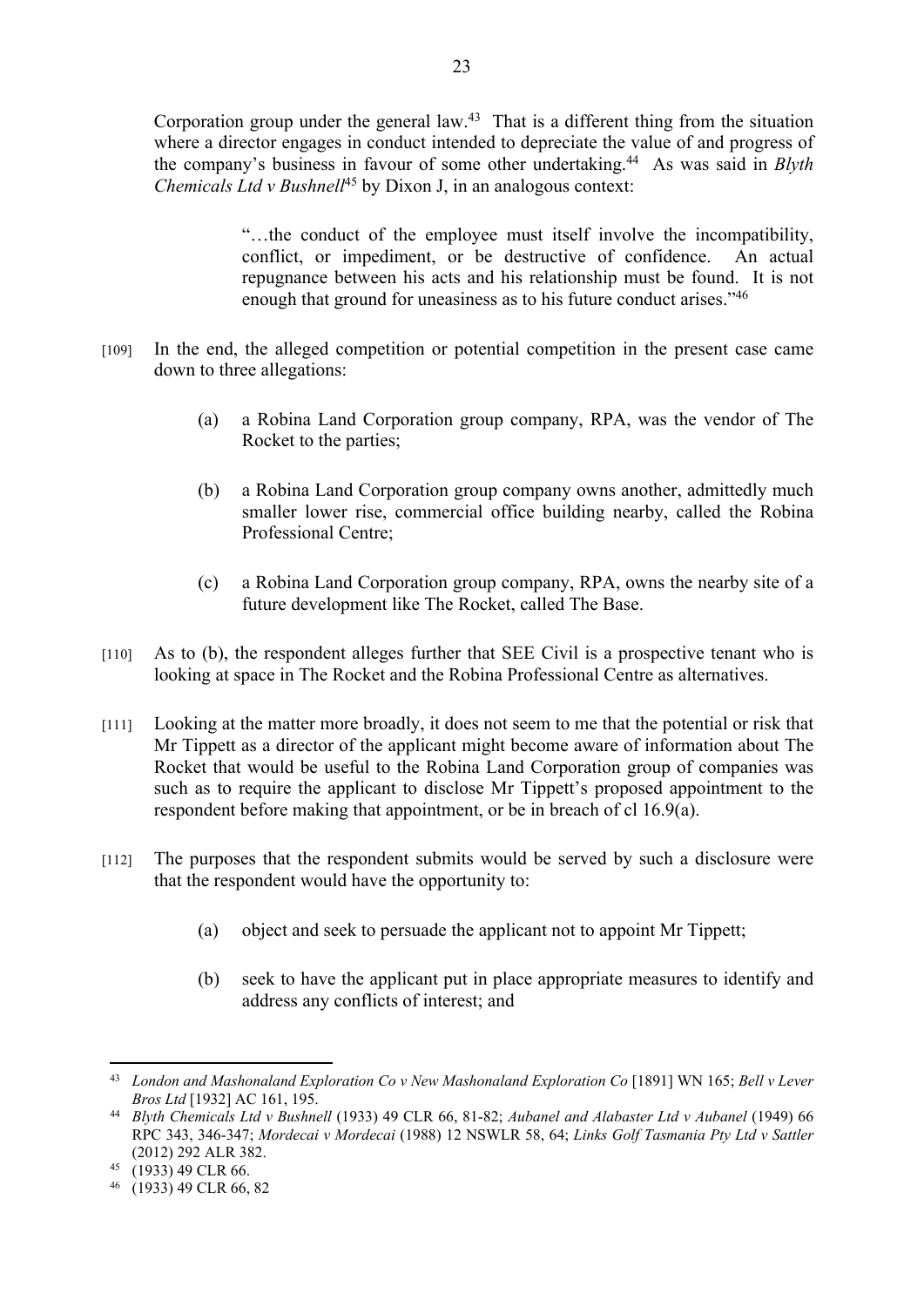Corporation group under the general law.[43] That is a different thing from the situation where a director engages in conduct intended to depreciate the value of and progress of the company's business in favour of some other undertaking.[44] As was said in *Blyth Chemicals Ltd v Bushnell*[45] by Dixon J, in an analogous context:

> "…the conduct of the employee must itself involve the incompatibility, conflict, or impediment, or be destructive of confidence. An actual repugnance between his acts and his relationship must be found. It is not enough that ground for uneasiness as to his future conduct arises."[46]

[109] In the end, the alleged competition or potential competition in the present case came down to three allegations:

(a) a Robina Land Corporation group company, RPA, was the vendor of The Rocket to the parties;

(b) a Robina Land Corporation group company owns another, admittedly much smaller lower rise, commercial office building nearby, called the Robina Professional Centre;

(c) a Robina Land Corporation group company, RPA, owns the nearby site of a future development like The Rocket, called The Base.

[110] As to (b), the respondent alleges further that SEE Civil is a prospective tenant who is looking at space in The Rocket and the Robina Professional Centre as alternatives.

[111] Looking at the matter more broadly, it does not seem to me that the potential or risk that Mr Tippett as a director of the applicant might become aware of information about The Rocket that would be useful to the Robina Land Corporation group of companies was such as to require the applicant to disclose Mr Tippett's proposed appointment to the respondent before making that appointment, or be in breach of cl 16.9(a).

[112] The purposes that the respondent submits would be served by such a disclosure were that the respondent would have the opportunity to:

(a) object and seek to persuade the applicant not to appoint Mr Tippett;

(b) seek to have the applicant put in place appropriate measures to identify and address any conflicts of interest; and

---

[43] *London and Mashonaland Exploration Co v New Mashonaland Exploration Co* [1891] WN 165; *Bell v Lever Bros Ltd* [1932] AC 161, 195.

[44] *Blyth Chemicals Ltd v Bushnell* (1933) 49 CLR 66, 81-82; *Aubanel and Alabaster Ltd v Aubanel* (1949) 66 RPC 343, 346-347; *Mordecai v Mordecai* (1988) 12 NSWLR 58, 64; *Links Golf Tasmania Pty Ltd v Sattler* (2012) 292 ALR 382.

[45] (1933) 49 CLR 66.

[46] (1933) 49 CLR 66, 82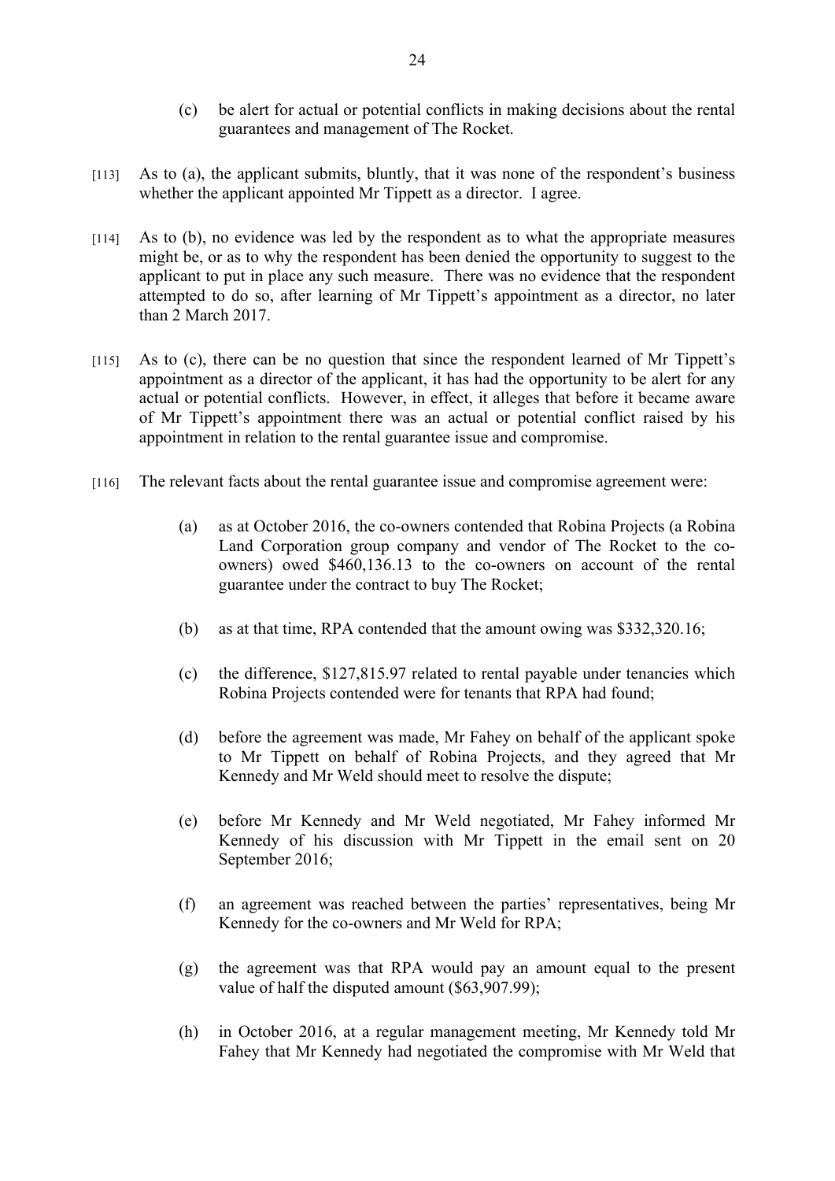(c) be alert for actual or potential conflicts in making decisions about the rental guarantees and management of The Rocket.

[113] As to (a), the applicant submits, bluntly, that it was none of the respondent's business whether the applicant appointed Mr Tippett as a director. I agree.

[114] As to (b), no evidence was led by the respondent as to what the appropriate measures might be, or as to why the respondent has been denied the opportunity to suggest to the applicant to put in place any such measure. There was no evidence that the respondent attempted to do so, after learning of Mr Tippett's appointment as a director, no later than 2 March 2017.

[115] As to (c), there can be no question that since the respondent learned of Mr Tippett's appointment as a director of the applicant, it has had the opportunity to be alert for any actual or potential conflicts. However, in effect, it alleges that before it became aware of Mr Tippett's appointment there was an actual or potential conflict raised by his appointment in relation to the rental guarantee issue and compromise.

[116] The relevant facts about the rental guarantee issue and compromise agreement were:

(a) as at October 2016, the co-owners contended that Robina Projects (a Robina Land Corporation group company and vendor of The Rocket to the co-owners) owed $460,136.13 to the co-owners on account of the rental guarantee under the contract to buy The Rocket;

(b) as at that time, RPA contended that the amount owing was $332,320.16;

(c) the difference, $127,815.97 related to rental payable under tenancies which Robina Projects contended were for tenants that RPA had found;

(d) before the agreement was made, Mr Fahey on behalf of the applicant spoke to Mr Tippett on behalf of Robina Projects, and they agreed that Mr Kennedy and Mr Weld should meet to resolve the dispute;

(e) before Mr Kennedy and Mr Weld negotiated, Mr Fahey informed Mr Kennedy of his discussion with Mr Tippett in the email sent on 20 September 2016;

(f) an agreement was reached between the parties' representatives, being Mr Kennedy for the co-owners and Mr Weld for RPA;

(g) the agreement was that RPA would pay an amount equal to the present value of half the disputed amount ($63,907.99);

(h) in October 2016, at a regular management meeting, Mr Kennedy told Mr Fahey that Mr Kennedy had negotiated the compromise with Mr Weld that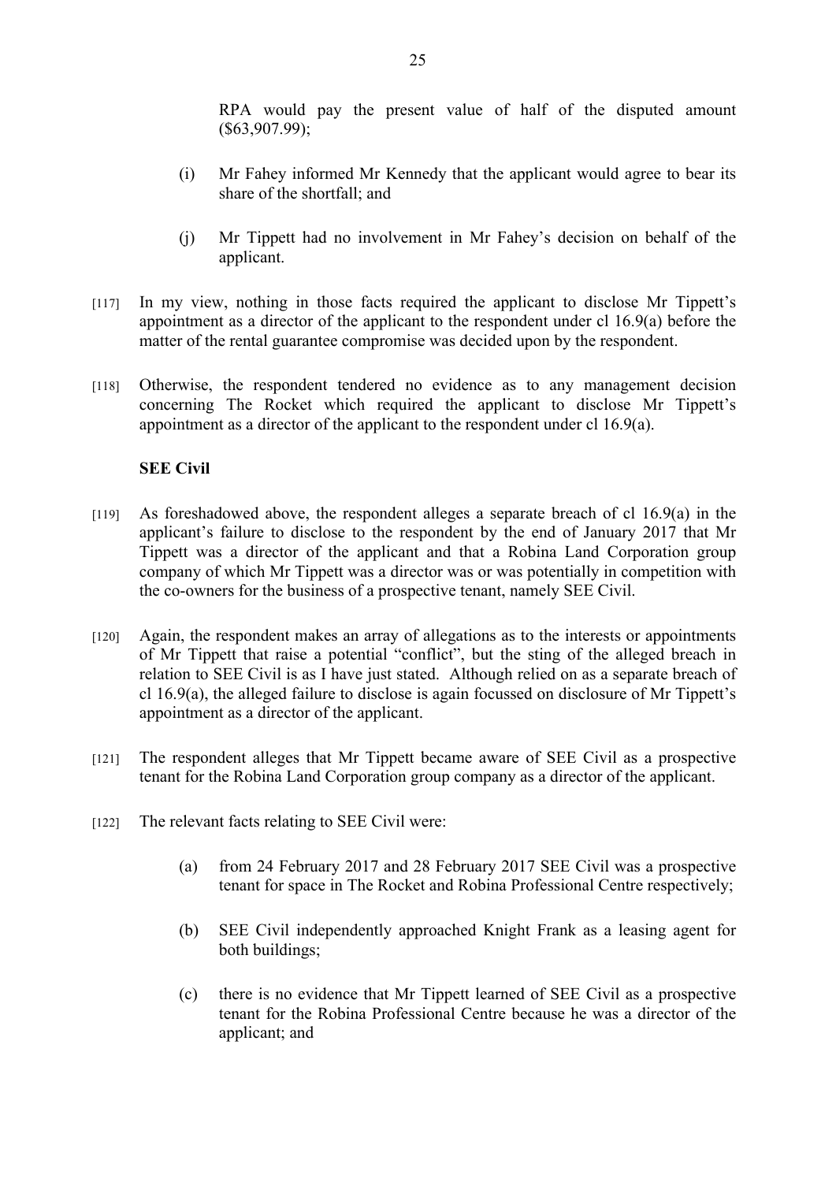RPA would pay the present value of half of the disputed amount ($63,907.99);

(i) Mr Fahey informed Mr Kennedy that the applicant would agree to bear its share of the shortfall; and

(j) Mr Tippett had no involvement in Mr Fahey's decision on behalf of the applicant.

[117] In my view, nothing in those facts required the applicant to disclose Mr Tippett's appointment as a director of the applicant to the respondent under cl 16.9(a) before the matter of the rental guarantee compromise was decided upon by the respondent.

[118] Otherwise, the respondent tendered no evidence as to any management decision concerning The Rocket which required the applicant to disclose Mr Tippett's appointment as a director of the applicant to the respondent under cl 16.9(a).

**SEE Civil**

[119] As foreshadowed above, the respondent alleges a separate breach of cl 16.9(a) in the applicant's failure to disclose to the respondent by the end of January 2017 that Mr Tippett was a director of the applicant and that a Robina Land Corporation group company of which Mr Tippett was a director was or was potentially in competition with the co-owners for the business of a prospective tenant, namely SEE Civil.

[120] Again, the respondent makes an array of allegations as to the interests or appointments of Mr Tippett that raise a potential "conflict", but the sting of the alleged breach in relation to SEE Civil is as I have just stated. Although relied on as a separate breach of cl 16.9(a), the alleged failure to disclose is again focussed on disclosure of Mr Tippett's appointment as a director of the applicant.

[121] The respondent alleges that Mr Tippett became aware of SEE Civil as a prospective tenant for the Robina Land Corporation group company as a director of the applicant.

[122] The relevant facts relating to SEE Civil were:

(a) from 24 February 2017 and 28 February 2017 SEE Civil was a prospective tenant for space in The Rocket and Robina Professional Centre respectively;

(b) SEE Civil independently approached Knight Frank as a leasing agent for both buildings;

(c) there is no evidence that Mr Tippett learned of SEE Civil as a prospective tenant for the Robina Professional Centre because he was a director of the applicant; and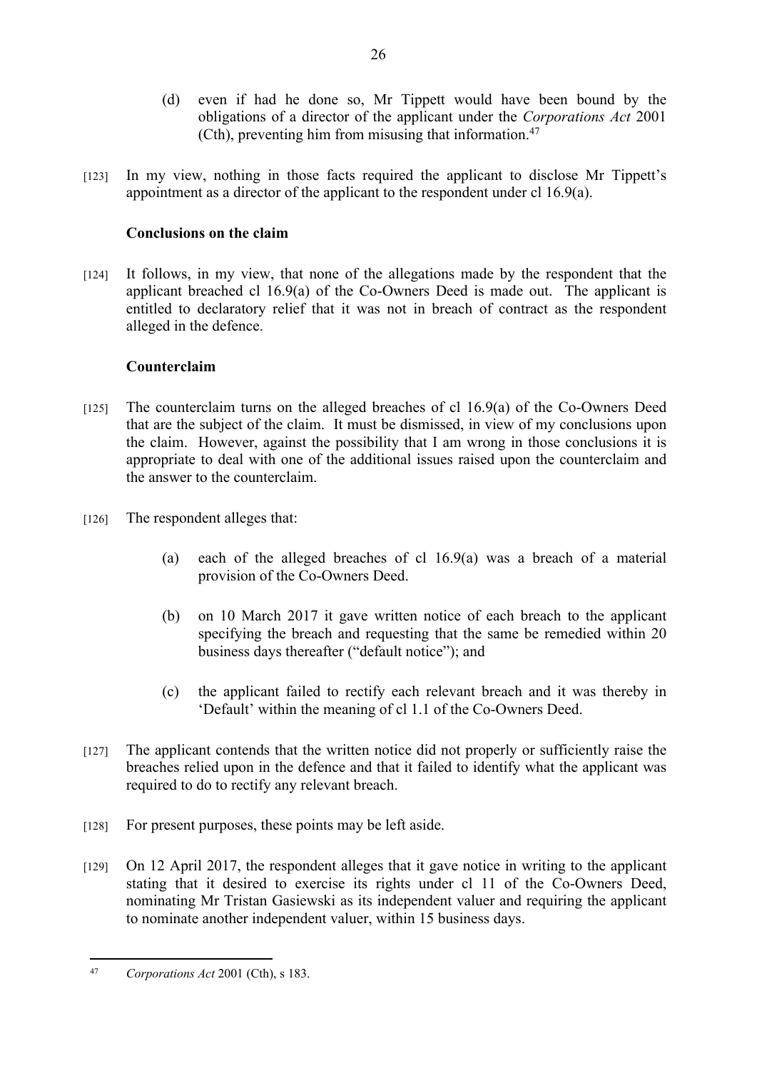(d) even if had he done so, Mr Tippett would have been bound by the obligations of a director of the applicant under the *Corporations Act* 2001 (Cth), preventing him from misusing that information.[47]

[123] In my view, nothing in those facts required the applicant to disclose Mr Tippett's appointment as a director of the applicant to the respondent under cl 16.9(a).

**Conclusions on the claim**

[124] It follows, in my view, that none of the allegations made by the respondent that the applicant breached cl 16.9(a) of the Co-Owners Deed is made out. The applicant is entitled to declaratory relief that it was not in breach of contract as the respondent alleged in the defence.

**Counterclaim**

[125] The counterclaim turns on the alleged breaches of cl 16.9(a) of the Co-Owners Deed that are the subject of the claim. It must be dismissed, in view of my conclusions upon the claim. However, against the possibility that I am wrong in those conclusions it is appropriate to deal with one of the additional issues raised upon the counterclaim and the answer to the counterclaim.

[126] The respondent alleges that:

(a) each of the alleged breaches of cl 16.9(a) was a breach of a material provision of the Co-Owners Deed.

(b) on 10 March 2017 it gave written notice of each breach to the applicant specifying the breach and requesting that the same be remedied within 20 business days thereafter ("default notice"); and

(c) the applicant failed to rectify each relevant breach and it was thereby in 'Default' within the meaning of cl 1.1 of the Co-Owners Deed.

[127] The applicant contends that the written notice did not properly or sufficiently raise the breaches relied upon in the defence and that it failed to identify what the applicant was required to do to rectify any relevant breach.

[128] For present purposes, these points may be left aside.

[129] On 12 April 2017, the respondent alleges that it gave notice in writing to the applicant stating that it desired to exercise its rights under cl 11 of the Co-Owners Deed, nominating Mr Tristan Gasiewski as its independent valuer and requiring the applicant to nominate another independent valuer, within 15 business days.

---

[47] *Corporations Act* 2001 (Cth), s 183.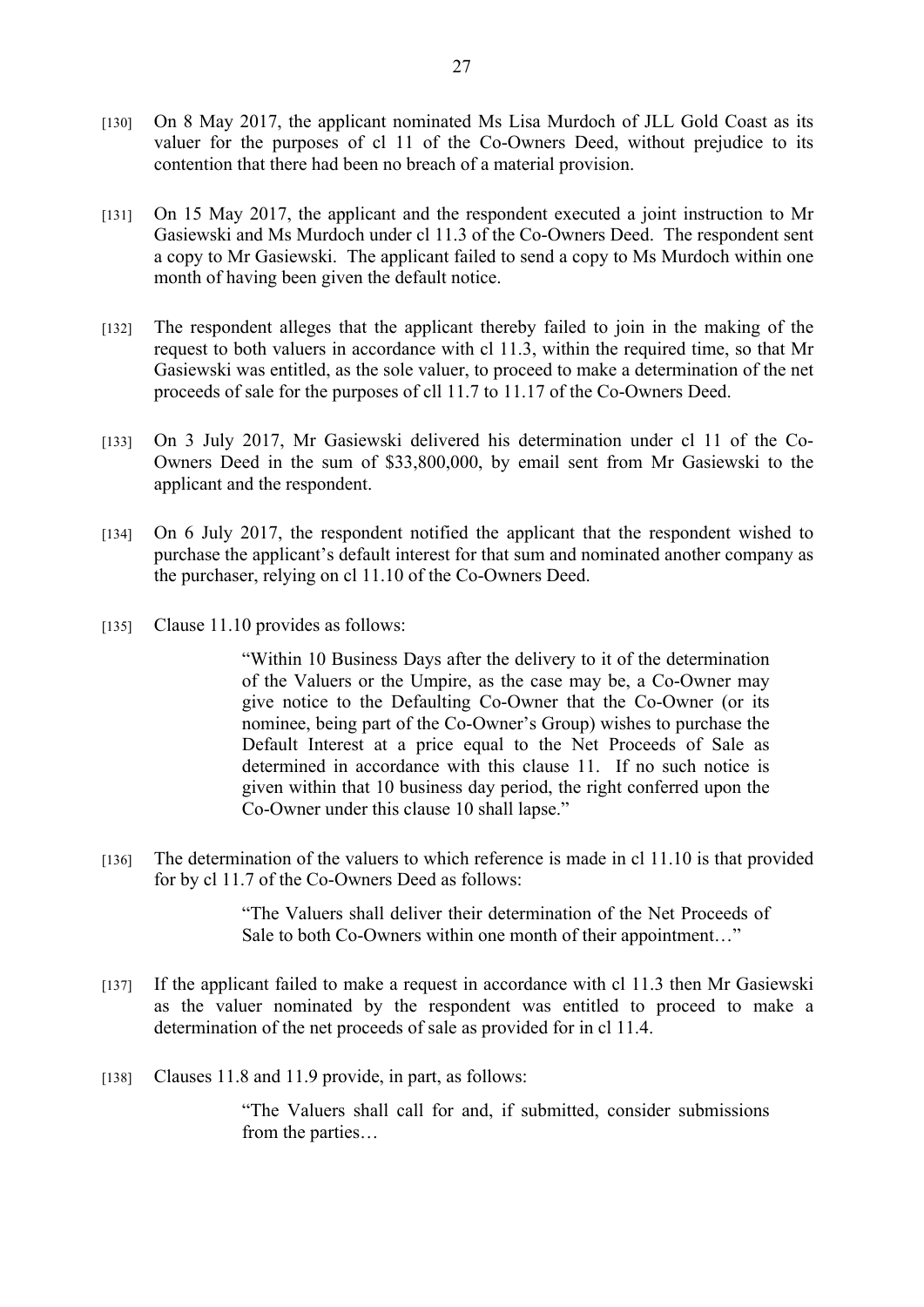[130] On 8 May 2017, the applicant nominated Ms Lisa Murdoch of JLL Gold Coast as its valuer for the purposes of cl 11 of the Co-Owners Deed, without prejudice to its contention that there had been no breach of a material provision.

[131] On 15 May 2017, the applicant and the respondent executed a joint instruction to Mr Gasiewski and Ms Murdoch under cl 11.3 of the Co-Owners Deed. The respondent sent a copy to Mr Gasiewski. The applicant failed to send a copy to Ms Murdoch within one month of having been given the default notice.

[132] The respondent alleges that the applicant thereby failed to join in the making of the request to both valuers in accordance with cl 11.3, within the required time, so that Mr Gasiewski was entitled, as the sole valuer, to proceed to make a determination of the net proceeds of sale for the purposes of cll 11.7 to 11.17 of the Co-Owners Deed.

[133] On 3 July 2017, Mr Gasiewski delivered his determination under cl 11 of the Co-Owners Deed in the sum of $33,800,000, by email sent from Mr Gasiewski to the applicant and the respondent.

[134] On 6 July 2017, the respondent notified the applicant that the respondent wished to purchase the applicant's default interest for that sum and nominated another company as the purchaser, relying on cl 11.10 of the Co-Owners Deed.

[135] Clause 11.10 provides as follows:

> "Within 10 Business Days after the delivery to it of the determination of the Valuers or the Umpire, as the case may be, a Co-Owner may give notice to the Defaulting Co-Owner that the Co-Owner (or its nominee, being part of the Co-Owner's Group) wishes to purchase the Default Interest at a price equal to the Net Proceeds of Sale as determined in accordance with this clause 11. If no such notice is given within that 10 business day period, the right conferred upon the Co-Owner under this clause 10 shall lapse."

[136] The determination of the valuers to which reference is made in cl 11.10 is that provided for by cl 11.7 of the Co-Owners Deed as follows:

> "The Valuers shall deliver their determination of the Net Proceeds of Sale to both Co-Owners within one month of their appointment…"

[137] If the applicant failed to make a request in accordance with cl 11.3 then Mr Gasiewski as the valuer nominated by the respondent was entitled to proceed to make a determination of the net proceeds of sale as provided for in cl 11.4.

[138] Clauses 11.8 and 11.9 provide, in part, as follows:

> "The Valuers shall call for and, if submitted, consider submissions from the parties…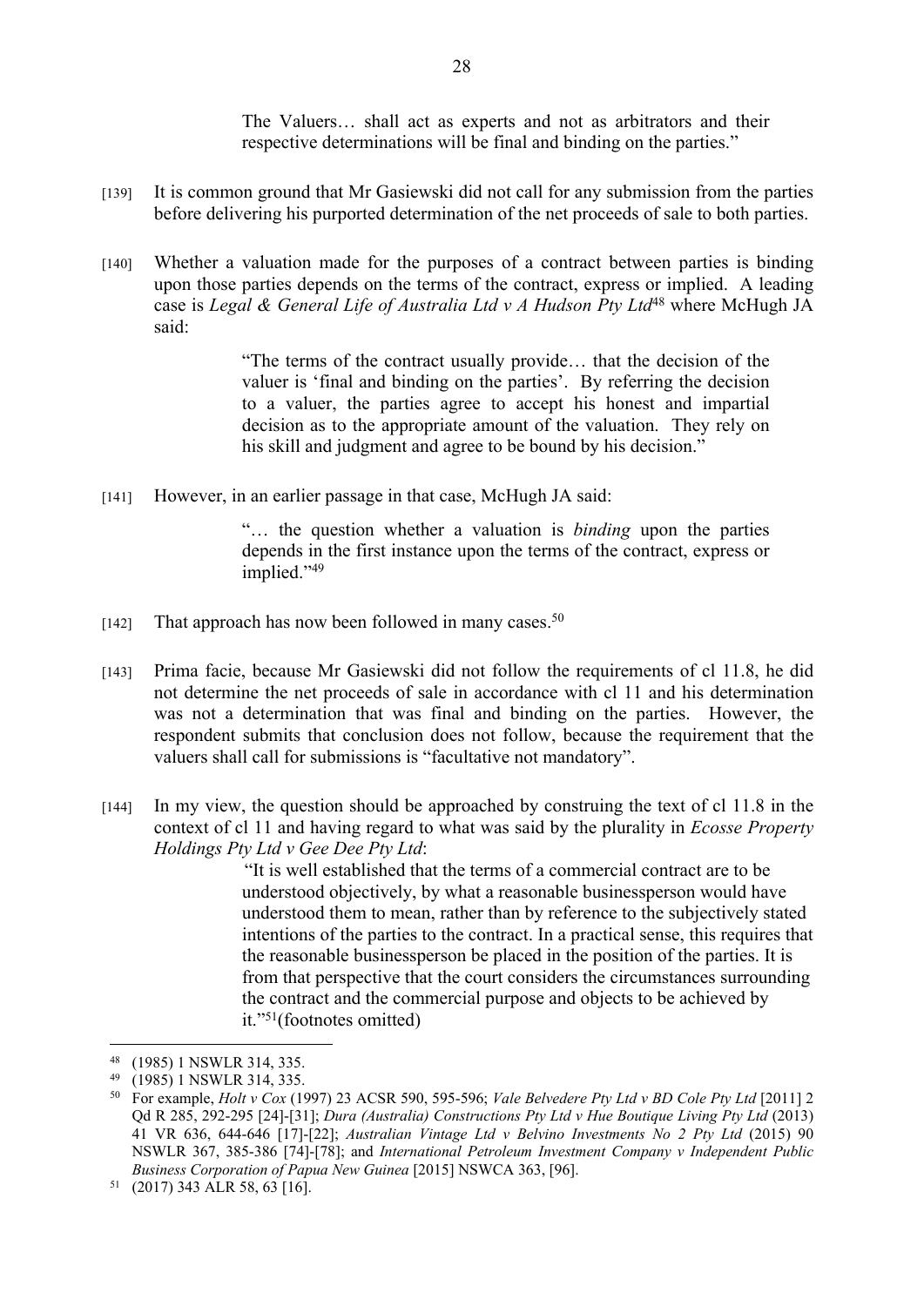> The Valuers… shall act as experts and not as arbitrators and their respective determinations will be final and binding on the parties."

[139] It is common ground that Mr Gasiewski did not call for any submission from the parties before delivering his purported determination of the net proceeds of sale to both parties.

[140] Whether a valuation made for the purposes of a contract between parties is binding upon those parties depends on the terms of the contract, express or implied. A leading case is *Legal & General Life of Australia Ltd v A Hudson Pty Ltd*[48] where McHugh JA said:

> "The terms of the contract usually provide… that the decision of the valuer is 'final and binding on the parties'. By referring the decision to a valuer, the parties agree to accept his honest and impartial decision as to the appropriate amount of the valuation. They rely on his skill and judgment and agree to be bound by his decision."

[141] However, in an earlier passage in that case, McHugh JA said:

> "… the question whether a valuation is *binding* upon the parties depends in the first instance upon the terms of the contract, express or implied."[49]

[142] That approach has now been followed in many cases.[50]

[143] Prima facie, because Mr Gasiewski did not follow the requirements of cl 11.8, he did not determine the net proceeds of sale in accordance with cl 11 and his determination was not a determination that was final and binding on the parties. However, the respondent submits that conclusion does not follow, because the requirement that the valuers shall call for submissions is "facultative not mandatory".

[144] In my view, the question should be approached by construing the text of cl 11.8 in the context of cl 11 and having regard to what was said by the plurality in *Ecosse Property Holdings Pty Ltd v Gee Dee Pty Ltd*:

> "It is well established that the terms of a commercial contract are to be understood objectively, by what a reasonable businessperson would have understood them to mean, rather than by reference to the subjectively stated intentions of the parties to the contract. In a practical sense, this requires that the reasonable businessperson be placed in the position of the parties. It is from that perspective that the court considers the circumstances surrounding the contract and the commercial purpose and objects to be achieved by it."[51](footnotes omitted)

---

[48] (1985) 1 NSWLR 314, 335.

[49] (1985) 1 NSWLR 314, 335.

[50] For example, *Holt v Cox* (1997) 23 ACSR 590, 595-596; *Vale Belvedere Pty Ltd v BD Cole Pty Ltd* [2011] 2 Qd R 285, 292-295 [24]-[31]; *Dura (Australia) Constructions Pty Ltd v Hue Boutique Living Pty Ltd* (2013) 41 VR 636, 644-646 [17]-[22]; *Australian Vintage Ltd v Belvino Investments No 2 Pty Ltd* (2015) 90 NSWLR 367, 385-386 [74]-[78]; and *International Petroleum Investment Company v Independent Public Business Corporation of Papua New Guinea* [2015] NSWCA 363, [96].

[51] (2017) 343 ALR 58, 63 [16].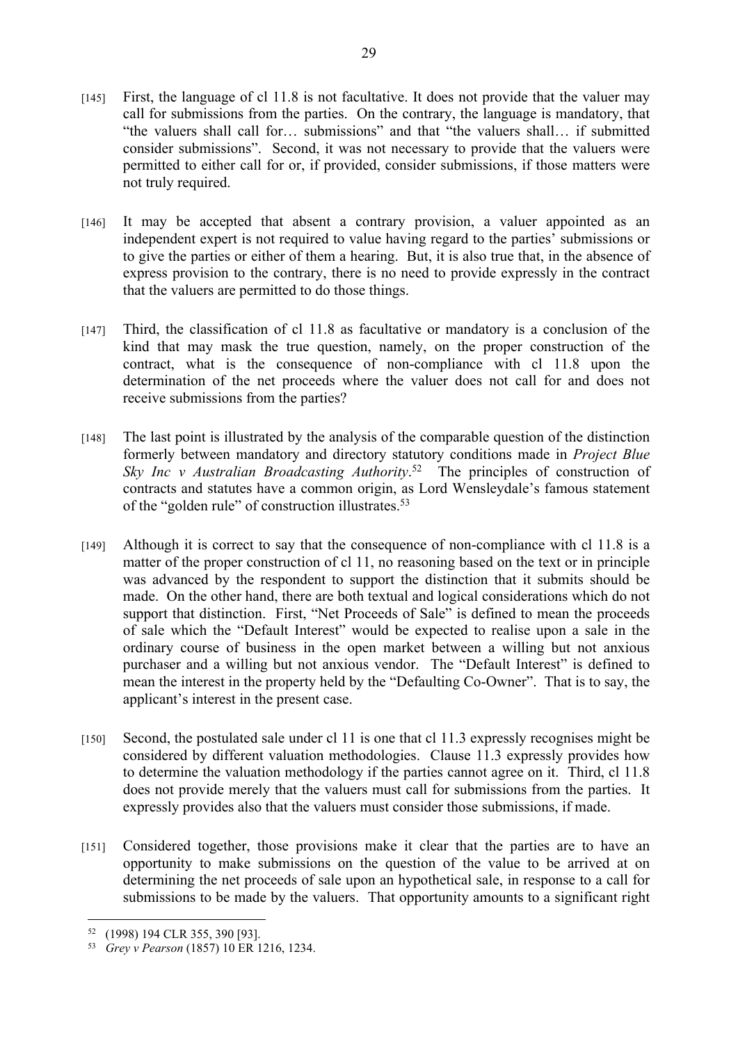[145] First, the language of cl 11.8 is not facultative. It does not provide that the valuer may call for submissions from the parties. On the contrary, the language is mandatory, that "the valuers shall call for… submissions" and that "the valuers shall… if submitted consider submissions". Second, it was not necessary to provide that the valuers were permitted to either call for or, if provided, consider submissions, if those matters were not truly required.

[146] It may be accepted that absent a contrary provision, a valuer appointed as an independent expert is not required to value having regard to the parties' submissions or to give the parties or either of them a hearing. But, it is also true that, in the absence of express provision to the contrary, there is no need to provide expressly in the contract that the valuers are permitted to do those things.

[147] Third, the classification of cl 11.8 as facultative or mandatory is a conclusion of the kind that may mask the true question, namely, on the proper construction of the contract, what is the consequence of non-compliance with cl 11.8 upon the determination of the net proceeds where the valuer does not call for and does not receive submissions from the parties?

[148] The last point is illustrated by the analysis of the comparable question of the distinction formerly between mandatory and directory statutory conditions made in *Project Blue Sky Inc v Australian Broadcasting Authority*.[52] The principles of construction of contracts and statutes have a common origin, as Lord Wensleydale's famous statement of the "golden rule" of construction illustrates.[53]

[149] Although it is correct to say that the consequence of non-compliance with cl 11.8 is a matter of the proper construction of cl 11, no reasoning based on the text or in principle was advanced by the respondent to support the distinction that it submits should be made. On the other hand, there are both textual and logical considerations which do not support that distinction. First, "Net Proceeds of Sale" is defined to mean the proceeds of sale which the "Default Interest" would be expected to realise upon a sale in the ordinary course of business in the open market between a willing but not anxious purchaser and a willing but not anxious vendor. The "Default Interest" is defined to mean the interest in the property held by the "Defaulting Co-Owner". That is to say, the applicant's interest in the present case.

[150] Second, the postulated sale under cl 11 is one that cl 11.3 expressly recognises might be considered by different valuation methodologies. Clause 11.3 expressly provides how to determine the valuation methodology if the parties cannot agree on it. Third, cl 11.8 does not provide merely that the valuers must call for submissions from the parties. It expressly provides also that the valuers must consider those submissions, if made.

[151] Considered together, those provisions make it clear that the parties are to have an opportunity to make submissions on the question of the value to be arrived at on determining the net proceeds of sale upon an hypothetical sale, in response to a call for submissions to be made by the valuers. That opportunity amounts to a significant right

---

[52] (1998) 194 CLR 355, 390 [93].

[53] *Grey v Pearson* (1857) 10 ER 1216, 1234.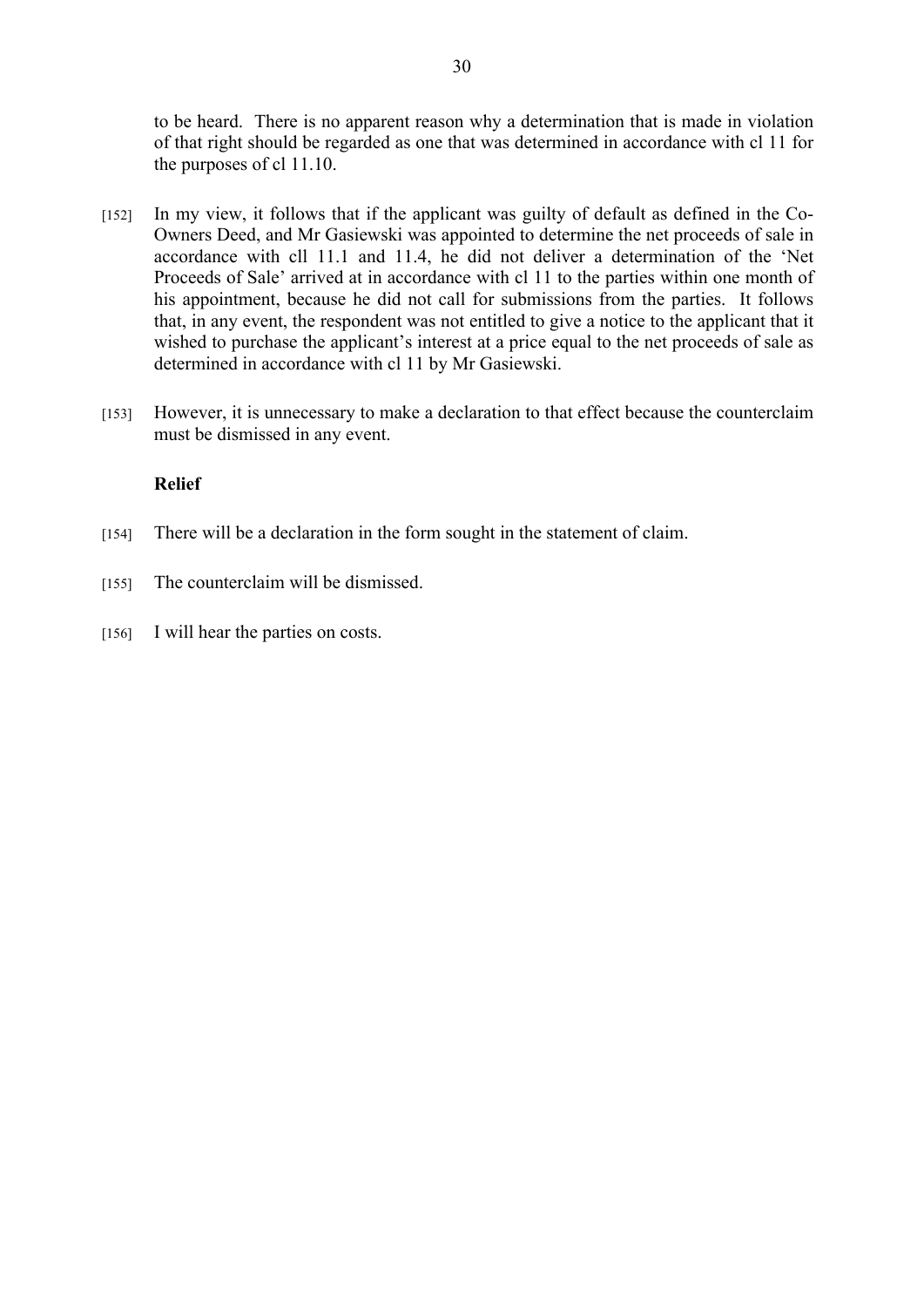to be heard. There is no apparent reason why a determination that is made in violation of that right should be regarded as one that was determined in accordance with cl 11 for the purposes of cl 11.10.

[152] In my view, it follows that if the applicant was guilty of default as defined in the Co-Owners Deed, and Mr Gasiewski was appointed to determine the net proceeds of sale in accordance with cll 11.1 and 11.4, he did not deliver a determination of the 'Net Proceeds of Sale' arrived at in accordance with cl 11 to the parties within one month of his appointment, because he did not call for submissions from the parties. It follows that, in any event, the respondent was not entitled to give a notice to the applicant that it wished to purchase the applicant's interest at a price equal to the net proceeds of sale as determined in accordance with cl 11 by Mr Gasiewski.

[153] However, it is unnecessary to make a declaration to that effect because the counterclaim must be dismissed in any event.

**Relief**

[154] There will be a declaration in the form sought in the statement of claim.

[155] The counterclaim will be dismissed.

[156] I will hear the parties on costs.